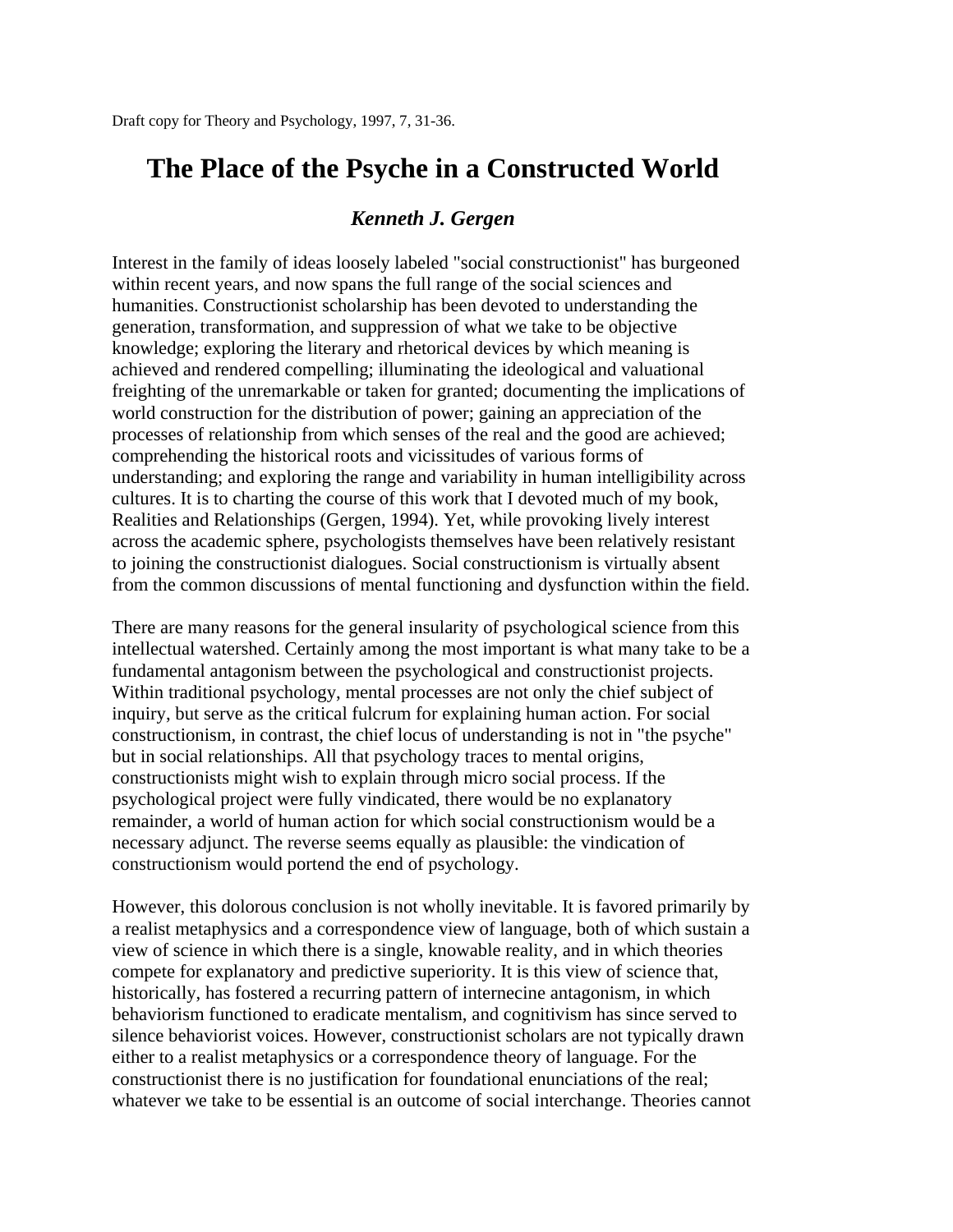Draft copy for Theory and Psychology, 1997, 7, 31-36.

# The Place of the Psyche in a Constructed World

### *Kenneth J. Gergen*

Interest in the family of ideas loosely labeled "social constructionist" has burgeoned within recent years, and now spans the full range of the social sciences and humanities. Constructionist scholarship has been devoted to understanding the generation, transformation, and suppression of what we take to be objective knowledge; exploring the literary and rhetorical devices by which meaning is achieved and rendered compelling; illuminating the ideological and valuational freighting of the unremarkable or taken for granted; documenting the implications of world construction for the distribution of power; gaining an appreciation of the processes of relationship from which senses of the real and the good are achieved; comprehending the historical roots and vicissitudes of various forms of understanding; and exploring the range and variability in human intelligibility across cultures. It is to charting the course of this work that I devoted much of my book, Realities and Relationships (Gergen, 1994). Yet, while provoking lively interest across the academic sphere, psychologists themselves have been relatively resistant to joining the constructionist dialogues. Social constructionism is virtually absent from the common discussions of mental functioning and dysfunction within the field.

There are many reasons for the general insularity of psychological science from this intellectual watershed. Certainly among the most important is what many take to be a fundamental antagonism between the psychological and constructionist projects. Within traditional psychology, mental processes are not only the chief subject of inquiry, but serve as the critical fulcrum for explaining human action. For social constructionism, in contrast, the chief locus of understanding is not in "the psyche" but in social relationships. All that psychology traces to mental origins, constructionists might wish to explain through micro social process. If the psychological project were fully vindicated, there would be no explanatory remainder, a world of human action for which social constructionism would be a necessary adjunct. The reverse seems equally as plausible: the vindication of constructionism would portend the end of psychology.

However, this dolorous conclusion is not wholly inevitable. It is favored primarily by a realist metaphysics and a correspondence view of language, both of which sustain a view of science in which there is a single, knowable reality, and in which theories compete for explanatory and predictive superiority. It is this view of science that, historically, has fostered a recurring pattern of internecine antagonism, in which behaviorism functioned to eradicate mentalism, and cognitivism has since served to silence behaviorist voices. However, constructionist scholars are not typically drawn either to a realist metaphysics or a correspondence theory of language. For the constructionist there is no justification for foundational enunciations of the real; whatever we take to be essential is an outcome of social interchange. Theories cannot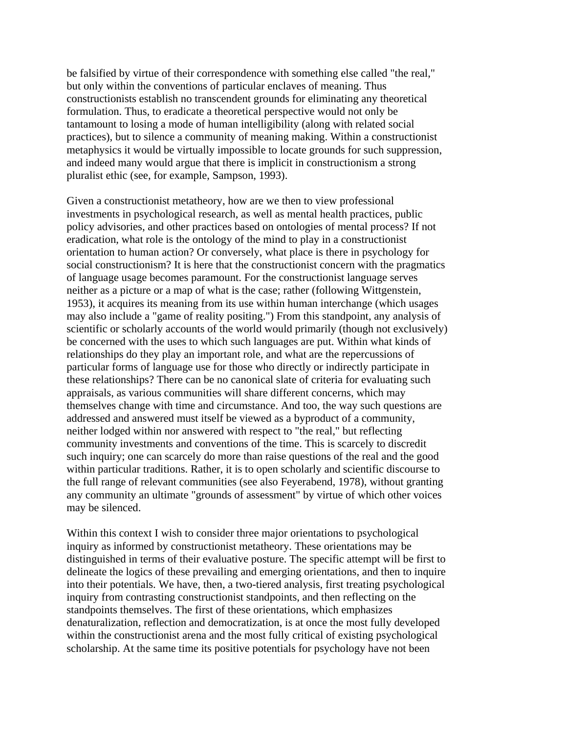be falsified by virtue of their correspondence with something else called "the real," but only within the conventions of particular enclaves of meaning. Thus constructionists establish no transcendent grounds for eliminating any theoretical formulation. Thus, to eradicate a theoretical perspective would not only be tantamount to losing a mode of human intelligibility (along with related social practices), but to silence a community of meaning making. Within a constructionist metaphysics it would be virtually impossible to locate grounds for such suppression, and indeed many would argue that there is implicit in constructionism a strong pluralist ethic (see, for example, Sampson, 1993).

Given a constructionist metatheory, how are we then to view professional investments in psychological research, as well as mental health practices, public policy advisories, and other practices based on ontologies of mental process? If not eradication, what role is the ontology of the mind to play in a constructionist orientation to human action? Or conversely, what place is there in psychology for social constructionism? It is here that the constructionist concern with the pragmatics of language usage becomes paramount. For the constructionist language serves neither as a picture or a map of what is the case; rather (following Wittgenstein, 1953), it acquires its meaning from its use within human interchange (which usages may also include a "game of reality positing.") From this standpoint, any analysis of scientific or scholarly accounts of the world would primarily (though not exclusively) be concerned with the uses to which such languages are put. Within what kinds of relationships do they play an important role, and what are the repercussions of particular forms of language use for those who directly or indirectly participate in these relationships? There can be no canonical slate of criteria for evaluating such appraisals, as various communities will share different concerns, which may themselves change with time and circumstance. And too, the way such questions are addressed and answered must itself be viewed as a byproduct of a community, neither lodged within nor answered with respect to "the real," but reflecting community investments and conventions of the time. This is scarcely to discredit such inquiry; one can scarcely do more than raise questions of the real and the good within particular traditions. Rather, it is to open scholarly and scientific discourse to the full range of relevant communities (see also Feyerabend, 1978), without granting any community an ultimate "grounds of assessment" by virtue of which other voices may be silenced.

Within this context I wish to consider three major orientations to psychological inquiry as informed by constructionist metatheory. These orientations may be distinguished in terms of their evaluative posture. The specific attempt will be first to delineate the logics of these prevailing and emerging orientations, and then to inquire into their potentials. We have, then, a two-tiered analysis, first treating psychological inquiry from contrasting constructionist standpoints, and then reflecting on the standpoints themselves. The first of these orientations, which emphasizes denaturalization, reflection and democratization, is at once the most fully developed within the constructionist arena and the most fully critical of existing psychological scholarship. At the same time its positive potentials for psychology have not been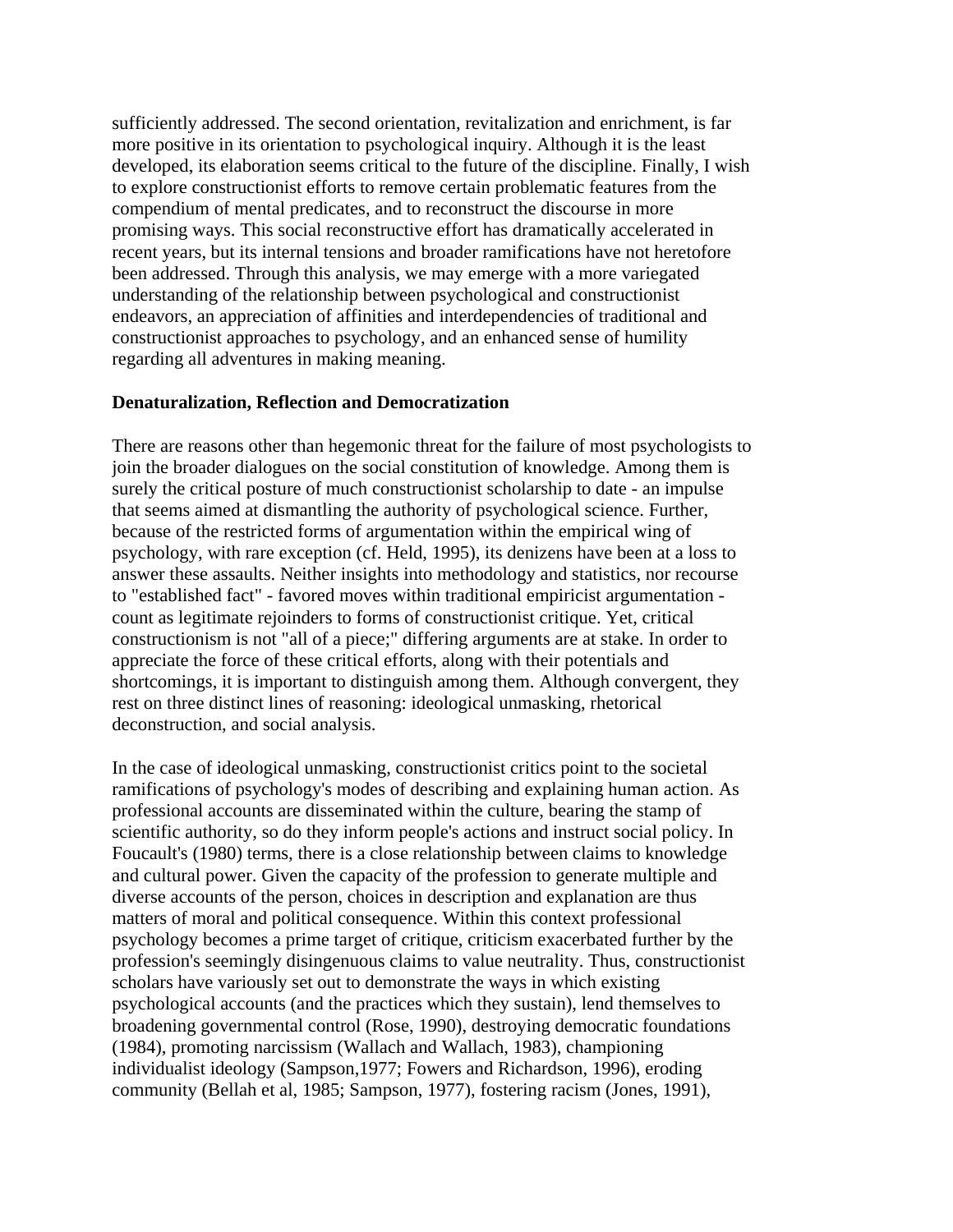sufficiently addressed. The second orientation, revitalization and enrichment, is far more positive in its orientation to psychological inquiry. Although it is the least developed, its elaboration seems critical to the future of the discipline. Finally, I wish to explore constructionist efforts to remove certain problematic features from the compendium of mental predicates, and to reconstruct the discourse in more promising ways. This social reconstructive effort has dramatically accelerated in recent years, but its internal tensions and broader ramifications have not heretofore been addressed. Through this analysis, we may emerge with a more variegated understanding of the relationship between psychological and constructionist endeavors, an appreciation of affinities and interdependencies of traditional and constructionist approaches to psychology, and an enhanced sense of humility regarding all adventures in making meaning.

**Denaturalization, Reflection and Democratization**

There are reasons other than hegemonic threat for the failure of most psychologists to join the broader dialogues on the social constitution of knowledge. Among them is surely the critical posture of much constructionist scholarship to date - an impulse that seems aimed at dismantling the authority of psychological science. Further, because of the restricted forms of argumentation within the empirical wing of psychology, with rare exception (cf. Held, 1995), its denizens have been at a loss to answer these assaults. Neither insights into methodology and statistics, nor recourse to "established fact" - favored moves within traditional empiricist argumentation - count as legitimate rejoinders to forms of constructionist critique. Yet, critical constructionism is not "all of a piece;" differing arguments are at stake. In order to appreciate the force of these critical efforts, along with their potentials and shortcomings, it is important to distinguish among them. Although convergent, they rest on three distinct lines of reasoning: ideological unmasking, rhetorical deconstruction, and social analysis.

In the case of ideological unmasking, constructionist critics point to the societal ramifications of psychology's modes of describing and explaining human action. As professional accounts are disseminated within the culture, bearing the stamp of scientific authority, so do they inform people's actions and instruct social policy. In Foucault's (1980) terms, there is a close relationship between claims to knowledge and cultural power. Given the capacity of the profession to generate multiple and diverse accounts of the person, choices in description and explanation are thus matters of moral and political consequence. Within this context professional psychology becomes a prime target of critique, criticism exacerbated further by the profession's seemingly disingenuous claims to value neutrality. Thus, constructionist scholars have variously set out to demonstrate the ways in which existing psychological accounts (and the practices which they sustain), lend themselves to broadening governmental control (Rose, 1990), destroying democratic foundations (1984), promoting narcissism (Wallach and Wallach, 1983), championing individualist ideology (Sampson,1977; Fowers and Richardson, 1996), eroding community (Bellah et al, 1985; Sampson, 1977), fostering racism (Jones, 1991),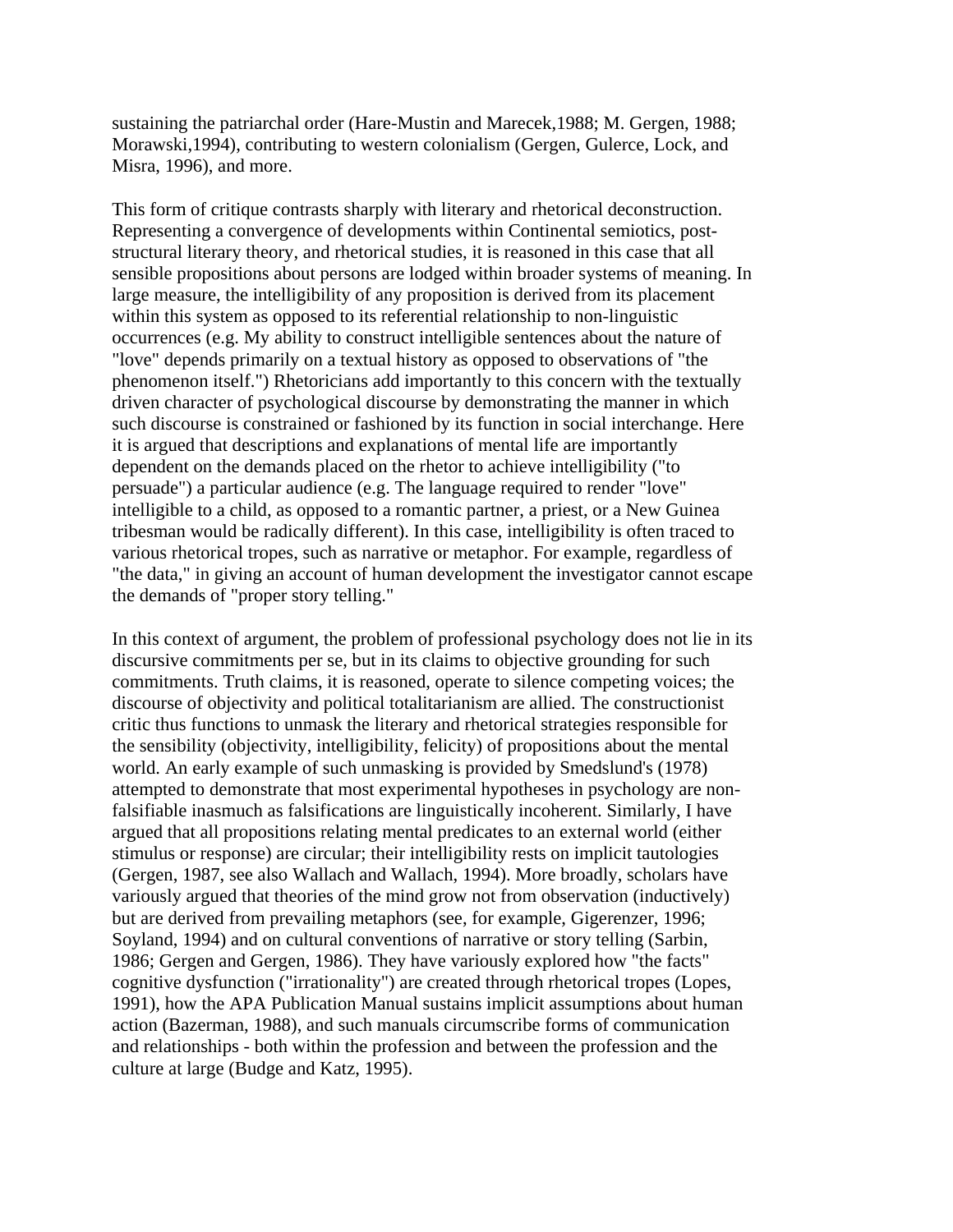sustaining the patriarchal order (Hare-Mustin and Marecek,1988; M. Gergen, 1988; Morawski,1994), contributing to western colonialism (Gergen, Gulerce, Lock, and Misra, 1996), and more.

This form of critique contrasts sharply with literary and rhetorical deconstruction. Representing a convergence of developments within Continental semiotics, post-structural literary theory, and rhetorical studies, it is reasoned in this case that all sensible propositions about persons are lodged within broader systems of meaning. In large measure, the intelligibility of any proposition is derived from its placement within this system as opposed to its referential relationship to non-linguistic occurrences (e.g. My ability to construct intelligible sentences about the nature of "love" depends primarily on a textual history as opposed to observations of "the phenomenon itself.") Rhetoricians add importantly to this concern with the textually driven character of psychological discourse by demonstrating the manner in which such discourse is constrained or fashioned by its function in social interchange. Here it is argued that descriptions and explanations of mental life are importantly dependent on the demands placed on the rhetor to achieve intelligibility ("to persuade") a particular audience (e.g. The language required to render "love" intelligible to a child, as opposed to a romantic partner, a priest, or a New Guinea tribesman would be radically different). In this case, intelligibility is often traced to various rhetorical tropes, such as narrative or metaphor. For example, regardless of "the data," in giving an account of human development the investigator cannot escape the demands of "proper story telling."

In this context of argument, the problem of professional psychology does not lie in its discursive commitments per se, but in its claims to objective grounding for such commitments. Truth claims, it is reasoned, operate to silence competing voices; the discourse of objectivity and political totalitarianism are allied. The constructionist critic thus functions to unmask the literary and rhetorical strategies responsible for the sensibility (objectivity, intelligibility, felicity) of propositions about the mental world. An early example of such unmasking is provided by Smedslund's (1978) attempted to demonstrate that most experimental hypotheses in psychology are non-falsifiable inasmuch as falsifications are linguistically incoherent. Similarly, I have argued that all propositions relating mental predicates to an external world (either stimulus or response) are circular; their intelligibility rests on implicit tautologies (Gergen, 1987, see also Wallach and Wallach, 1994). More broadly, scholars have variously argued that theories of the mind grow not from observation (inductively) but are derived from prevailing metaphors (see, for example, Gigerenzer, 1996; Soyland, 1994) and on cultural conventions of narrative or story telling (Sarbin, 1986; Gergen and Gergen, 1986). They have variously explored how "the facts" cognitive dysfunction ("irrationality") are created through rhetorical tropes (Lopes, 1991), how the APA Publication Manual sustains implicit assumptions about human action (Bazerman, 1988), and such manuals circumscribe forms of communication and relationships - both within the profession and between the profession and the culture at large (Budge and Katz, 1995).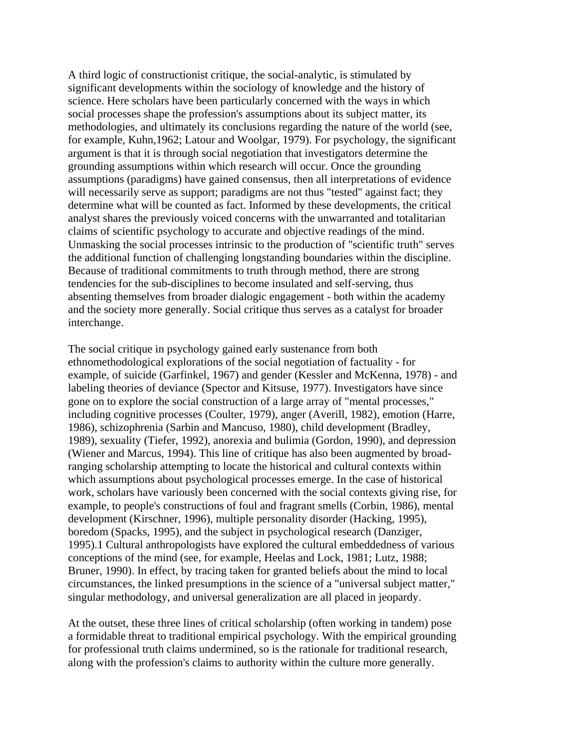A third logic of constructionist critique, the social-analytic, is stimulated by significant developments within the sociology of knowledge and the history of science. Here scholars have been particularly concerned with the ways in which social processes shape the profession's assumptions about its subject matter, its methodologies, and ultimately its conclusions regarding the nature of the world (see, for example, Kuhn,1962; Latour and Woolgar, 1979). For psychology, the significant argument is that it is through social negotiation that investigators determine the grounding assumptions within which research will occur. Once the grounding assumptions (paradigms) have gained consensus, then all interpretations of evidence will necessarily serve as support; paradigms are not thus "tested" against fact; they determine what will be counted as fact. Informed by these developments, the critical analyst shares the previously voiced concerns with the unwarranted and totalitarian claims of scientific psychology to accurate and objective readings of the mind. Unmasking the social processes intrinsic to the production of "scientific truth" serves the additional function of challenging longstanding boundaries within the discipline. Because of traditional commitments to truth through method, there are strong tendencies for the sub-disciplines to become insulated and self-serving, thus absenting themselves from broader dialogic engagement - both within the academy and the society more generally. Social critique thus serves as a catalyst for broader interchange.

The social critique in psychology gained early sustenance from both ethnomethodological explorations of the social negotiation of factuality - for example, of suicide (Garfinkel, 1967) and gender (Kessler and McKenna, 1978) - and labeling theories of deviance (Spector and Kitsuse, 1977). Investigators have since gone on to explore the social construction of a large array of "mental processes," including cognitive processes (Coulter, 1979), anger (Averill, 1982), emotion (Harre, 1986), schizophrenia (Sarbin and Mancuso, 1980), child development (Bradley, 1989), sexuality (Tiefer, 1992), anorexia and bulimia (Gordon, 1990), and depression (Wiener and Marcus, 1994). This line of critique has also been augmented by broad-ranging scholarship attempting to locate the historical and cultural contexts within which assumptions about psychological processes emerge. In the case of historical work, scholars have variously been concerned with the social contexts giving rise, for example, to people's constructions of foul and fragrant smells (Corbin, 1986), mental development (Kirschner, 1996), multiple personality disorder (Hacking, 1995), boredom (Spacks, 1995), and the subject in psychological research (Danziger, 1995).[1] Cultural anthropologists have explored the cultural embeddedness of various conceptions of the mind (see, for example, Heelas and Lock, 1981; Lutz, 1988; Bruner, 1990). In effect, by tracing taken for granted beliefs about the mind to local circumstances, the linked presumptions in the science of a "universal subject matter," singular methodology, and universal generalization are all placed in jeopardy.

At the outset, these three lines of critical scholarship (often working in tandem) pose a formidable threat to traditional empirical psychology. With the empirical grounding for professional truth claims undermined, so is the rationale for traditional research, along with the profession's claims to authority within the culture more generally.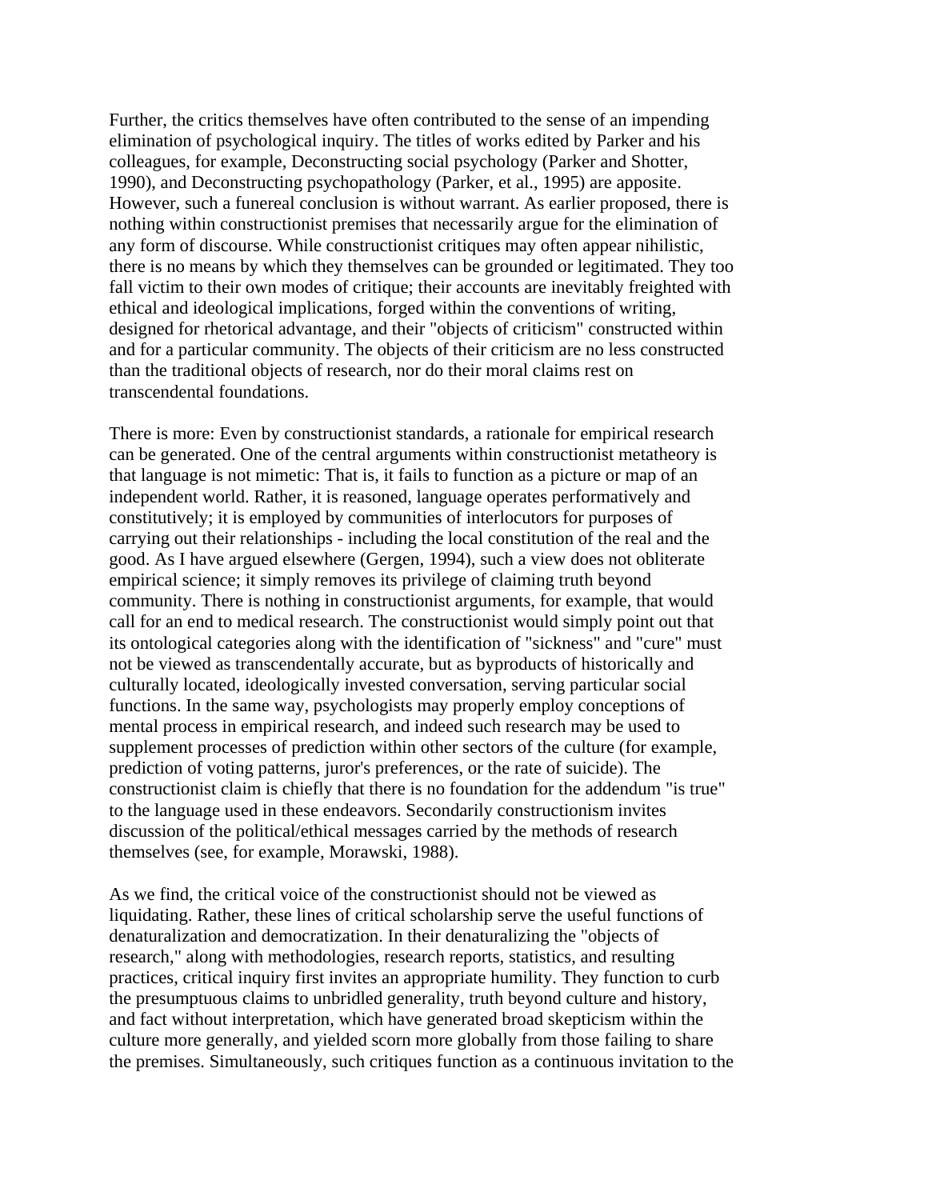Further, the critics themselves have often contributed to the sense of an impending elimination of psychological inquiry. The titles of works edited by Parker and his colleagues, for example, Deconstructing social psychology (Parker and Shotter, 1990), and Deconstructing psychopathology (Parker, et al., 1995) are apposite. However, such a funereal conclusion is without warrant. As earlier proposed, there is nothing within constructionist premises that necessarily argue for the elimination of any form of discourse. While constructionist critiques may often appear nihilistic, there is no means by which they themselves can be grounded or legitimated. They too fall victim to their own modes of critique; their accounts are inevitably freighted with ethical and ideological implications, forged within the conventions of writing, designed for rhetorical advantage, and their "objects of criticism" constructed within and for a particular community. The objects of their criticism are no less constructed than the traditional objects of research, nor do their moral claims rest on transcendental foundations.

There is more: Even by constructionist standards, a rationale for empirical research can be generated. One of the central arguments within constructionist metatheory is that language is not mimetic: That is, it fails to function as a picture or map of an independent world. Rather, it is reasoned, language operates performatively and constitutively; it is employed by communities of interlocutors for purposes of carrying out their relationships - including the local constitution of the real and the good. As I have argued elsewhere (Gergen, 1994), such a view does not obliterate empirical science; it simply removes its privilege of claiming truth beyond community. There is nothing in constructionist arguments, for example, that would call for an end to medical research. The constructionist would simply point out that its ontological categories along with the identification of "sickness" and "cure" must not be viewed as transcendentally accurate, but as byproducts of historically and culturally located, ideologically invested conversation, serving particular social functions. In the same way, psychologists may properly employ conceptions of mental process in empirical research, and indeed such research may be used to supplement processes of prediction within other sectors of the culture (for example, prediction of voting patterns, juror's preferences, or the rate of suicide). The constructionist claim is chiefly that there is no foundation for the addendum "is true" to the language used in these endeavors. Secondarily constructionism invites discussion of the political/ethical messages carried by the methods of research themselves (see, for example, Morawski, 1988).

As we find, the critical voice of the constructionist should not be viewed as liquidating. Rather, these lines of critical scholarship serve the useful functions of denaturalization and democratization. In their denaturalizing the "objects of research," along with methodologies, research reports, statistics, and resulting practices, critical inquiry first invites an appropriate humility. They function to curb the presumptuous claims to unbridled generality, truth beyond culture and history, and fact without interpretation, which have generated broad skepticism within the culture more generally, and yielded scorn more globally from those failing to share the premises. Simultaneously, such critiques function as a continuous invitation to the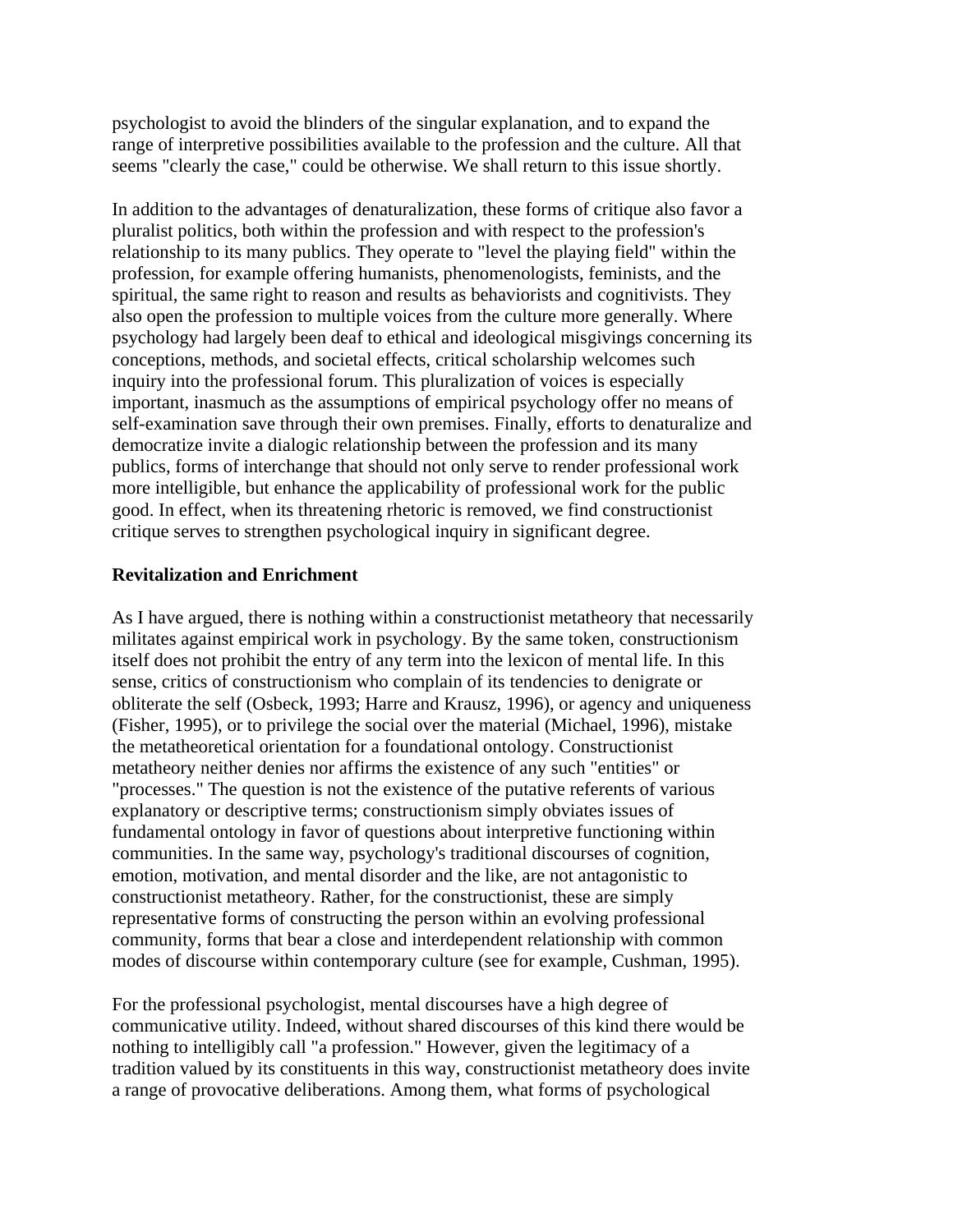psychologist to avoid the blinders of the singular explanation, and to expand the range of interpretive possibilities available to the profession and the culture. All that seems "clearly the case," could be otherwise. We shall return to this issue shortly.

In addition to the advantages of denaturalization, these forms of critique also favor a pluralist politics, both within the profession and with respect to the profession's relationship to its many publics. They operate to "level the playing field" within the profession, for example offering humanists, phenomenologists, feminists, and the spiritual, the same right to reason and results as behaviorists and cognitivists. They also open the profession to multiple voices from the culture more generally. Where psychology had largely been deaf to ethical and ideological misgivings concerning its conceptions, methods, and societal effects, critical scholarship welcomes such inquiry into the professional forum. This pluralization of voices is especially important, inasmuch as the assumptions of empirical psychology offer no means of self-examination save through their own premises. Finally, efforts to denaturalize and democratize invite a dialogic relationship between the profession and its many publics, forms of interchange that should not only serve to render professional work more intelligible, but enhance the applicability of professional work for the public good. In effect, when its threatening rhetoric is removed, we find constructionist critique serves to strengthen psychological inquiry in significant degree.

**Revitalization and Enrichment**

As I have argued, there is nothing within a constructionist metatheory that necessarily militates against empirical work in psychology. By the same token, constructionism itself does not prohibit the entry of any term into the lexicon of mental life. In this sense, critics of constructionism who complain of its tendencies to denigrate or obliterate the self (Osbeck, 1993; Harre and Krausz, 1996), or agency and uniqueness (Fisher, 1995), or to privilege the social over the material (Michael, 1996), mistake the metatheoretical orientation for a foundational ontology. Constructionist metatheory neither denies nor affirms the existence of any such "entities" or "processes." The question is not the existence of the putative referents of various explanatory or descriptive terms; constructionism simply obviates issues of fundamental ontology in favor of questions about interpretive functioning within communities. In the same way, psychology's traditional discourses of cognition, emotion, motivation, and mental disorder and the like, are not antagonistic to constructionist metatheory. Rather, for the constructionist, these are simply representative forms of constructing the person within an evolving professional community, forms that bear a close and interdependent relationship with common modes of discourse within contemporary culture (see for example, Cushman, 1995).

For the professional psychologist, mental discourses have a high degree of communicative utility. Indeed, without shared discourses of this kind there would be nothing to intelligibly call "a profession." However, given the legitimacy of a tradition valued by its constituents in this way, constructionist metatheory does invite a range of provocative deliberations. Among them, what forms of psychological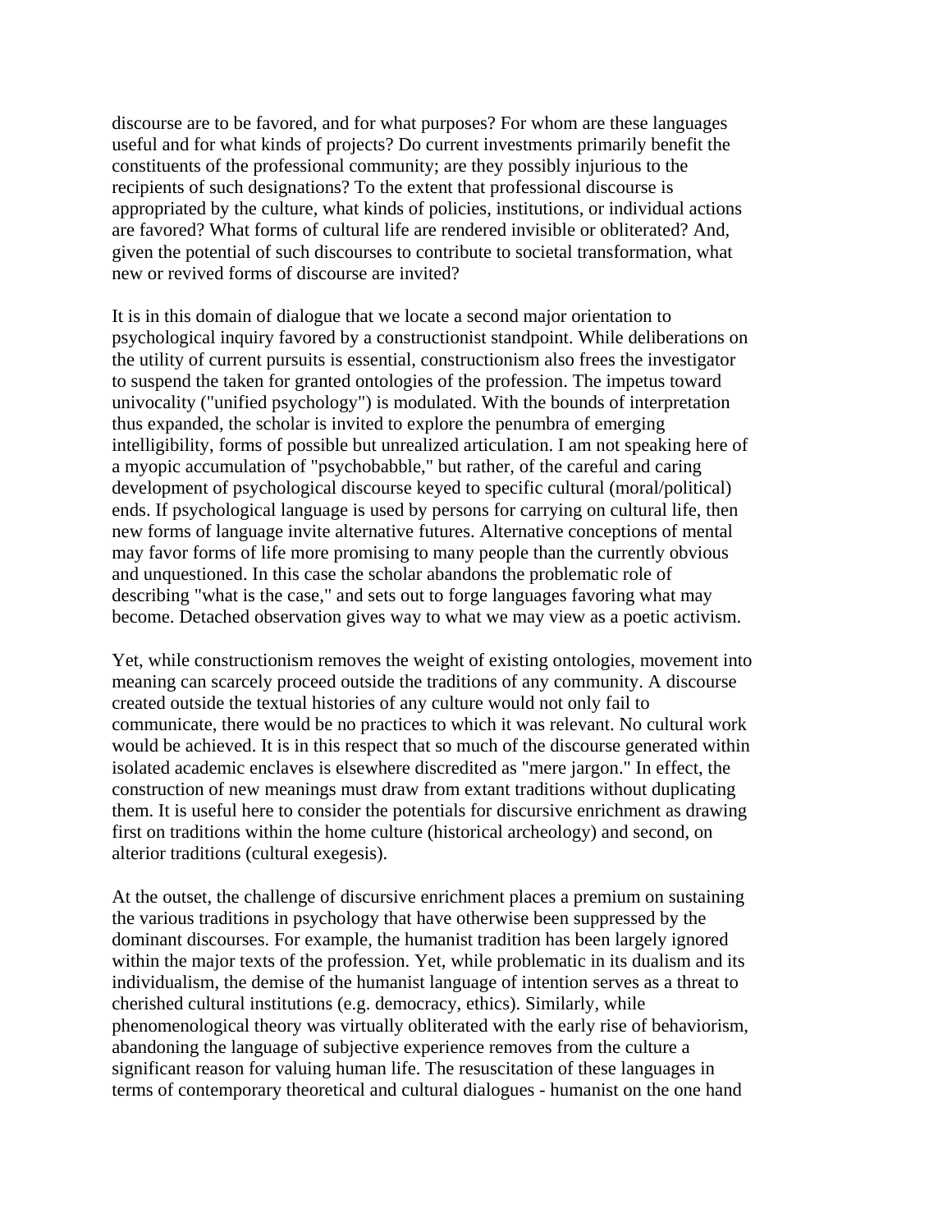discourse are to be favored, and for what purposes? For whom are these languages useful and for what kinds of projects? Do current investments primarily benefit the constituents of the professional community; are they possibly injurious to the recipients of such designations? To the extent that professional discourse is appropriated by the culture, what kinds of policies, institutions, or individual actions are favored? What forms of cultural life are rendered invisible or obliterated? And, given the potential of such discourses to contribute to societal transformation, what new or revived forms of discourse are invited?

It is in this domain of dialogue that we locate a second major orientation to psychological inquiry favored by a constructionist standpoint. While deliberations on the utility of current pursuits is essential, constructionism also frees the investigator to suspend the taken for granted ontologies of the profession. The impetus toward univocality ("unified psychology") is modulated. With the bounds of interpretation thus expanded, the scholar is invited to explore the penumbra of emerging intelligibility, forms of possible but unrealized articulation. I am not speaking here of a myopic accumulation of "psychobabble," but rather, of the careful and caring development of psychological discourse keyed to specific cultural (moral/political) ends. If psychological language is used by persons for carrying on cultural life, then new forms of language invite alternative futures. Alternative conceptions of mental may favor forms of life more promising to many people than the currently obvious and unquestioned. In this case the scholar abandons the problematic role of describing "what is the case," and sets out to forge languages favoring what may become. Detached observation gives way to what we may view as a poetic activism.

Yet, while constructionism removes the weight of existing ontologies, movement into meaning can scarcely proceed outside the traditions of any community. A discourse created outside the textual histories of any culture would not only fail to communicate, there would be no practices to which it was relevant. No cultural work would be achieved. It is in this respect that so much of the discourse generated within isolated academic enclaves is elsewhere discredited as "mere jargon." In effect, the construction of new meanings must draw from extant traditions without duplicating them. It is useful here to consider the potentials for discursive enrichment as drawing first on traditions within the home culture (historical archeology) and second, on alterior traditions (cultural exegesis).

At the outset, the challenge of discursive enrichment places a premium on sustaining the various traditions in psychology that have otherwise been suppressed by the dominant discourses. For example, the humanist tradition has been largely ignored within the major texts of the profession. Yet, while problematic in its dualism and its individualism, the demise of the humanist language of intention serves as a threat to cherished cultural institutions (e.g. democracy, ethics). Similarly, while phenomenological theory was virtually obliterated with the early rise of behaviorism, abandoning the language of subjective experience removes from the culture a significant reason for valuing human life. The resuscitation of these languages in terms of contemporary theoretical and cultural dialogues - humanist on the one hand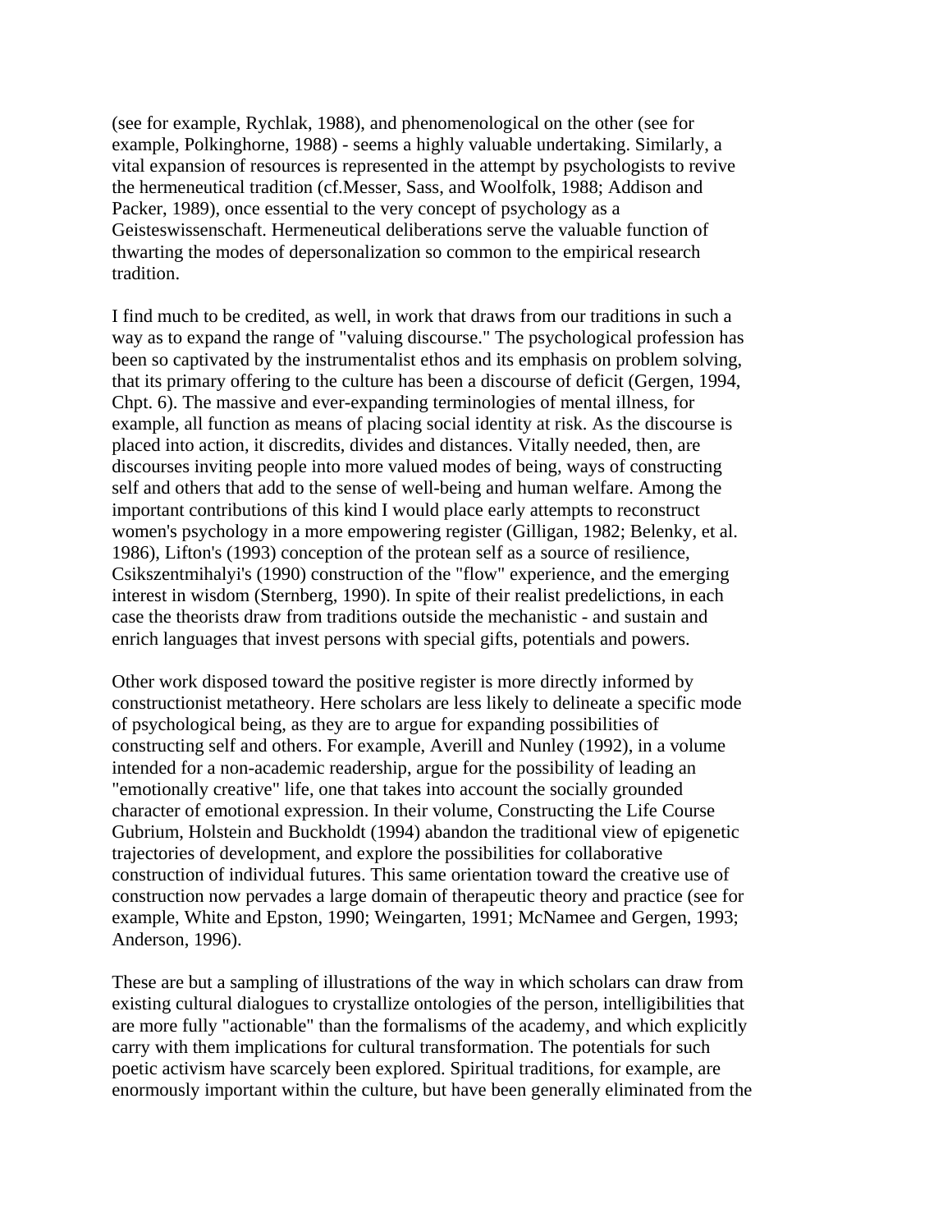(see for example, Rychlak, 1988), and phenomenological on the other (see for example, Polkinghorne, 1988) - seems a highly valuable undertaking. Similarly, a vital expansion of resources is represented in the attempt by psychologists to revive the hermeneutical tradition (cf.Messer, Sass, and Woolfolk, 1988; Addison and Packer, 1989), once essential to the very concept of psychology as a Geisteswissenschaft. Hermeneutical deliberations serve the valuable function of thwarting the modes of depersonalization so common to the empirical research tradition.

I find much to be credited, as well, in work that draws from our traditions in such a way as to expand the range of "valuing discourse." The psychological profession has been so captivated by the instrumentalist ethos and its emphasis on problem solving, that its primary offering to the culture has been a discourse of deficit (Gergen, 1994, Chpt. 6). The massive and ever-expanding terminologies of mental illness, for example, all function as means of placing social identity at risk. As the discourse is placed into action, it discredits, divides and distances. Vitally needed, then, are discourses inviting people into more valued modes of being, ways of constructing self and others that add to the sense of well-being and human welfare. Among the important contributions of this kind I would place early attempts to reconstruct women's psychology in a more empowering register (Gilligan, 1982; Belenky, et al. 1986), Lifton's (1993) conception of the protean self as a source of resilience, Csikszentmihalyi's (1990) construction of the "flow" experience, and the emerging interest in wisdom (Sternberg, 1990). In spite of their realist predelictions, in each case the theorists draw from traditions outside the mechanistic - and sustain and enrich languages that invest persons with special gifts, potentials and powers.

Other work disposed toward the positive register is more directly informed by constructionist metatheory. Here scholars are less likely to delineate a specific mode of psychological being, as they are to argue for expanding possibilities of constructing self and others. For example, Averill and Nunley (1992), in a volume intended for a non-academic readership, argue for the possibility of leading an "emotionally creative" life, one that takes into account the socially grounded character of emotional expression. In their volume, Constructing the Life Course Gubrium, Holstein and Buckholdt (1994) abandon the traditional view of epigenetic trajectories of development, and explore the possibilities for collaborative construction of individual futures. This same orientation toward the creative use of construction now pervades a large domain of therapeutic theory and practice (see for example, White and Epston, 1990; Weingarten, 1991; McNamee and Gergen, 1993; Anderson, 1996).

These are but a sampling of illustrations of the way in which scholars can draw from existing cultural dialogues to crystallize ontologies of the person, intelligibilities that are more fully "actionable" than the formalisms of the academy, and which explicitly carry with them implications for cultural transformation. The potentials for such poetic activism have scarcely been explored. Spiritual traditions, for example, are enormously important within the culture, but have been generally eliminated from the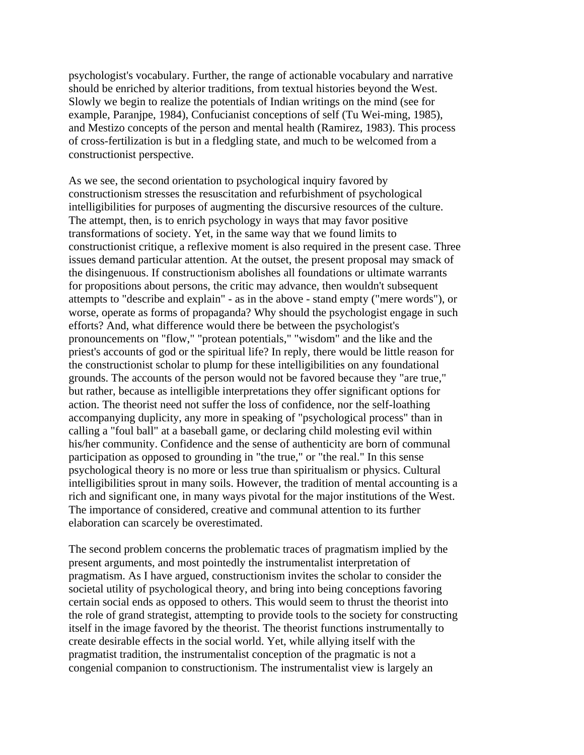psychologist's vocabulary. Further, the range of actionable vocabulary and narrative should be enriched by alterior traditions, from textual histories beyond the West. Slowly we begin to realize the potentials of Indian writings on the mind (see for example, Paranjpe, 1984), Confucianist conceptions of self (Tu Wei-ming, 1985), and Mestizo concepts of the person and mental health (Ramirez, 1983). This process of cross-fertilization is but in a fledgling state, and much to be welcomed from a constructionist perspective.

As we see, the second orientation to psychological inquiry favored by constructionism stresses the resuscitation and refurbishment of psychological intelligibilities for purposes of augmenting the discursive resources of the culture. The attempt, then, is to enrich psychology in ways that may favor positive transformations of society. Yet, in the same way that we found limits to constructionist critique, a reflexive moment is also required in the present case. Three issues demand particular attention. At the outset, the present proposal may smack of the disingenuous. If constructionism abolishes all foundations or ultimate warrants for propositions about persons, the critic may advance, then wouldn't subsequent attempts to "describe and explain" - as in the above - stand empty ("mere words"), or worse, operate as forms of propaganda? Why should the psychologist engage in such efforts? And, what difference would there be between the psychologist's pronouncements on "flow," "protean potentials," "wisdom" and the like and the priest's accounts of god or the spiritual life? In reply, there would be little reason for the constructionist scholar to plump for these intelligibilities on any foundational grounds. The accounts of the person would not be favored because they "are true," but rather, because as intelligible interpretations they offer significant options for action. The theorist need not suffer the loss of confidence, nor the self-loathing accompanying duplicity, any more in speaking of "psychological process" than in calling a "foul ball" at a baseball game, or declaring child molesting evil within his/her community. Confidence and the sense of authenticity are born of communal participation as opposed to grounding in "the true," or "the real." In this sense psychological theory is no more or less true than spiritualism or physics. Cultural intelligibilities sprout in many soils. However, the tradition of mental accounting is a rich and significant one, in many ways pivotal for the major institutions of the West. The importance of considered, creative and communal attention to its further elaboration can scarcely be overestimated.

The second problem concerns the problematic traces of pragmatism implied by the present arguments, and most pointedly the instrumentalist interpretation of pragmatism. As I have argued, constructionism invites the scholar to consider the societal utility of psychological theory, and bring into being conceptions favoring certain social ends as opposed to others. This would seem to thrust the theorist into the role of grand strategist, attempting to provide tools to the society for constructing itself in the image favored by the theorist. The theorist functions instrumentally to create desirable effects in the social world. Yet, while allying itself with the pragmatist tradition, the instrumentalist conception of the pragmatic is not a congenial companion to constructionism. The instrumentalist view is largely an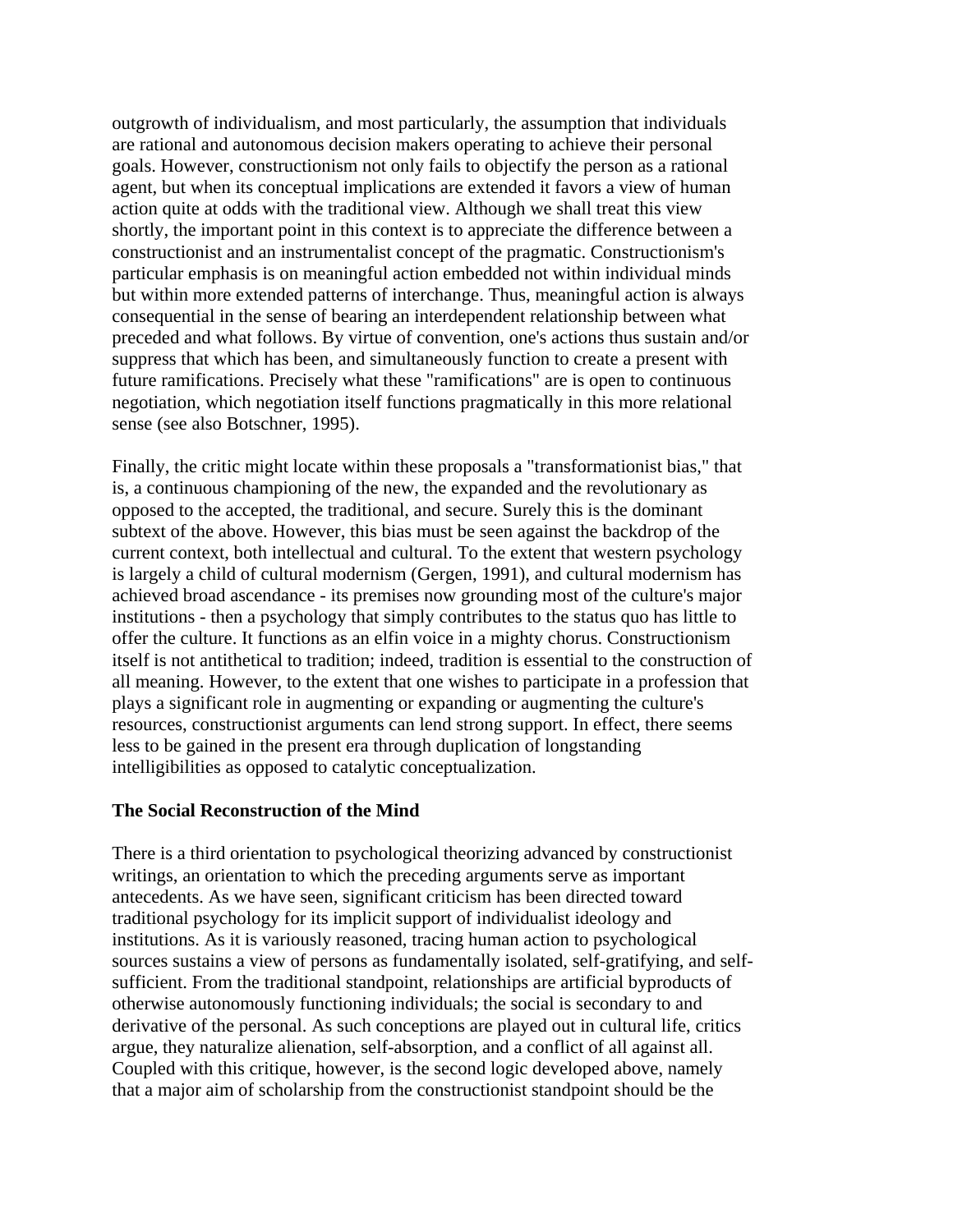outgrowth of individualism, and most particularly, the assumption that individuals are rational and autonomous decision makers operating to achieve their personal goals. However, constructionism not only fails to objectify the person as a rational agent, but when its conceptual implications are extended it favors a view of human action quite at odds with the traditional view. Although we shall treat this view shortly, the important point in this context is to appreciate the difference between a constructionist and an instrumentalist concept of the pragmatic. Constructionism's particular emphasis is on meaningful action embedded not within individual minds but within more extended patterns of interchange. Thus, meaningful action is always consequential in the sense of bearing an interdependent relationship between what preceded and what follows. By virtue of convention, one's actions thus sustain and/or suppress that which has been, and simultaneously function to create a present with future ramifications. Precisely what these "ramifications" are is open to continuous negotiation, which negotiation itself functions pragmatically in this more relational sense (see also Botschner, 1995).

Finally, the critic might locate within these proposals a "transformationist bias," that is, a continuous championing of the new, the expanded and the revolutionary as opposed to the accepted, the traditional, and secure. Surely this is the dominant subtext of the above. However, this bias must be seen against the backdrop of the current context, both intellectual and cultural. To the extent that western psychology is largely a child of cultural modernism (Gergen, 1991), and cultural modernism has achieved broad ascendance - its premises now grounding most of the culture's major institutions - then a psychology that simply contributes to the status quo has little to offer the culture. It functions as an elfin voice in a mighty chorus. Constructionism itself is not antithetical to tradition; indeed, tradition is essential to the construction of all meaning. However, to the extent that one wishes to participate in a profession that plays a significant role in augmenting or expanding or augmenting the culture's resources, constructionist arguments can lend strong support. In effect, there seems less to be gained in the present era through duplication of longstanding intelligibilities as opposed to catalytic conceptualization.

**The Social Reconstruction of the Mind**

There is a third orientation to psychological theorizing advanced by constructionist writings, an orientation to which the preceding arguments serve as important antecedents. As we have seen, significant criticism has been directed toward traditional psychology for its implicit support of individualist ideology and institutions. As it is variously reasoned, tracing human action to psychological sources sustains a view of persons as fundamentally isolated, self-gratifying, and self-sufficient. From the traditional standpoint, relationships are artificial byproducts of otherwise autonomously functioning individuals; the social is secondary to and derivative of the personal. As such conceptions are played out in cultural life, critics argue, they naturalize alienation, self-absorption, and a conflict of all against all. Coupled with this critique, however, is the second logic developed above, namely that a major aim of scholarship from the constructionist standpoint should be the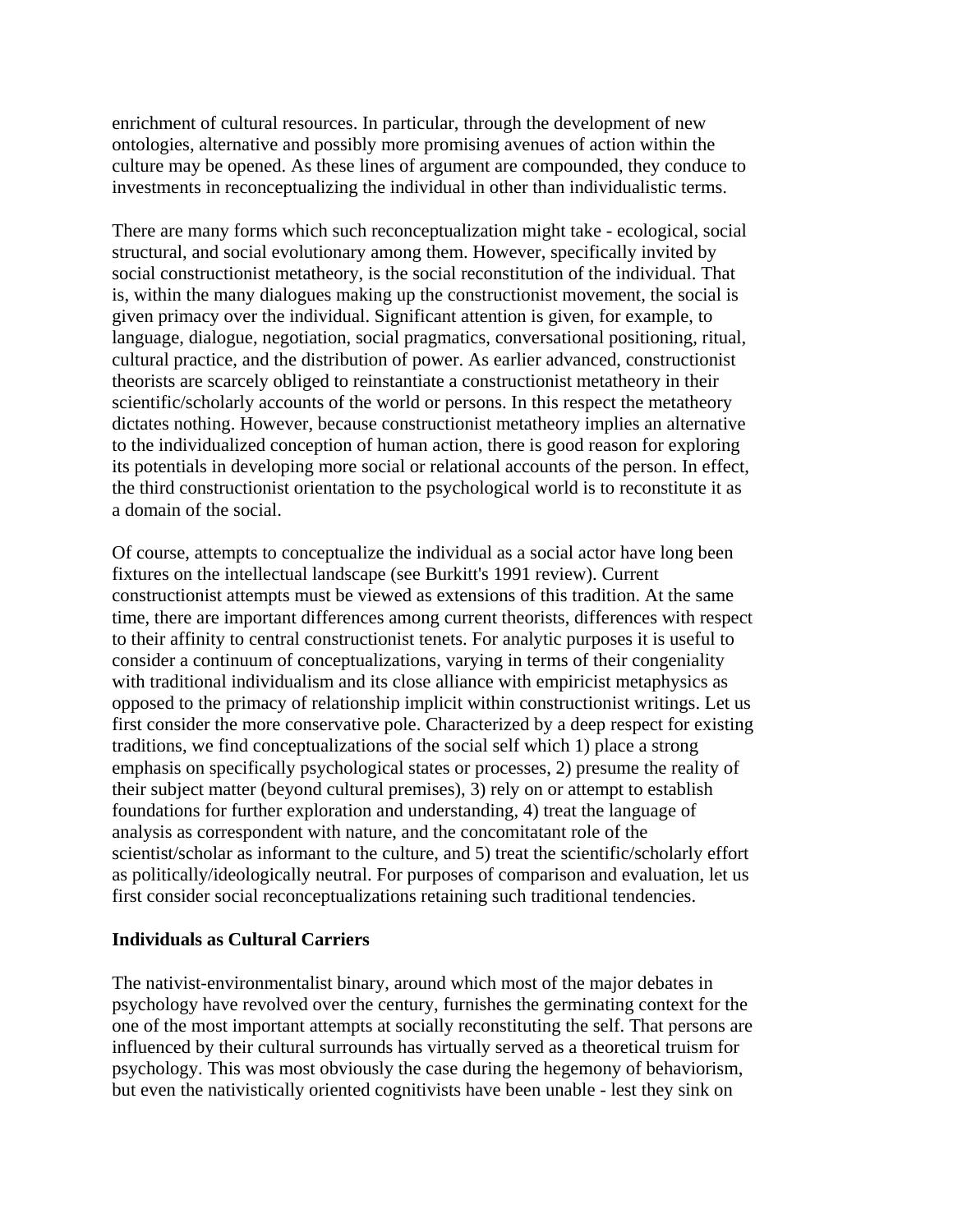enrichment of cultural resources. In particular, through the development of new ontologies, alternative and possibly more promising avenues of action within the culture may be opened. As these lines of argument are compounded, they conduce to investments in reconceptualizing the individual in other than individualistic terms.

There are many forms which such reconceptualization might take - ecological, social structural, and social evolutionary among them. However, specifically invited by social constructionist metatheory, is the social reconstitution of the individual. That is, within the many dialogues making up the constructionist movement, the social is given primacy over the individual. Significant attention is given, for example, to language, dialogue, negotiation, social pragmatics, conversational positioning, ritual, cultural practice, and the distribution of power. As earlier advanced, constructionist theorists are scarcely obliged to reinstantiate a constructionist metatheory in their scientific/scholarly accounts of the world or persons. In this respect the metatheory dictates nothing. However, because constructionist metatheory implies an alternative to the individualized conception of human action, there is good reason for exploring its potentials in developing more social or relational accounts of the person. In effect, the third constructionist orientation to the psychological world is to reconstitute it as a domain of the social.

Of course, attempts to conceptualize the individual as a social actor have long been fixtures on the intellectual landscape (see Burkitt's 1991 review). Current constructionist attempts must be viewed as extensions of this tradition. At the same time, there are important differences among current theorists, differences with respect to their affinity to central constructionist tenets. For analytic purposes it is useful to consider a continuum of conceptualizations, varying in terms of their congeniality with traditional individualism and its close alliance with empiricist metaphysics as opposed to the primacy of relationship implicit within constructionist writings. Let us first consider the more conservative pole. Characterized by a deep respect for existing traditions, we find conceptualizations of the social self which 1) place a strong emphasis on specifically psychological states or processes, 2) presume the reality of their subject matter (beyond cultural premises), 3) rely on or attempt to establish foundations for further exploration and understanding, 4) treat the language of analysis as correspondent with nature, and the concomitatant role of the scientist/scholar as informant to the culture, and 5) treat the scientific/scholarly effort as politically/ideologically neutral. For purposes of comparison and evaluation, let us first consider social reconceptualizations retaining such traditional tendencies.

### Individuals as Cultural Carriers

The nativist-environmentalist binary, around which most of the major debates in psychology have revolved over the century, furnishes the germinating context for the one of the most important attempts at socially reconstituting the self. That persons are influenced by their cultural surrounds has virtually served as a theoretical truism for psychology. This was most obviously the case during the hegemony of behaviorism, but even the nativistically oriented cognitivists have been unable - lest they sink on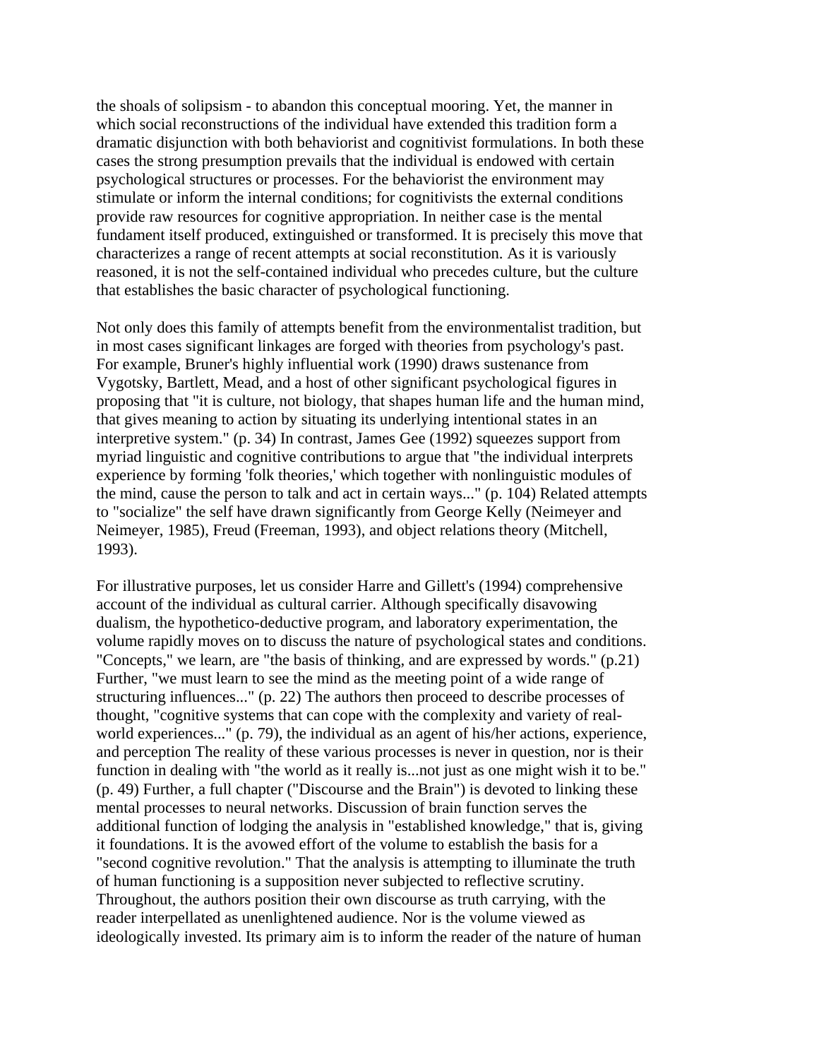the shoals of solipsism - to abandon this conceptual mooring. Yet, the manner in which social reconstructions of the individual have extended this tradition form a dramatic disjunction with both behaviorist and cognitivist formulations. In both these cases the strong presumption prevails that the individual is endowed with certain psychological structures or processes. For the behaviorist the environment may stimulate or inform the internal conditions; for cognitivists the external conditions provide raw resources for cognitive appropriation. In neither case is the mental fundament itself produced, extinguished or transformed. It is precisely this move that characterizes a range of recent attempts at social reconstitution. As it is variously reasoned, it is not the self-contained individual who precedes culture, but the culture that establishes the basic character of psychological functioning.

Not only does this family of attempts benefit from the environmentalist tradition, but in most cases significant linkages are forged with theories from psychology's past. For example, Bruner's highly influential work (1990) draws sustenance from Vygotsky, Bartlett, Mead, and a host of other significant psychological figures in proposing that "it is culture, not biology, that shapes human life and the human mind, that gives meaning to action by situating its underlying intentional states in an interpretive system." (p. 34) In contrast, James Gee (1992) squeezes support from myriad linguistic and cognitive contributions to argue that "the individual interprets experience by forming 'folk theories,' which together with nonlinguistic modules of the mind, cause the person to talk and act in certain ways..." (p. 104) Related attempts to "socialize" the self have drawn significantly from George Kelly (Neimeyer and Neimeyer, 1985), Freud (Freeman, 1993), and object relations theory (Mitchell, 1993).

For illustrative purposes, let us consider Harre and Gillett's (1994) comprehensive account of the individual as cultural carrier. Although specifically disavowing dualism, the hypothetico-deductive program, and laboratory experimentation, the volume rapidly moves on to discuss the nature of psychological states and conditions. "Concepts," we learn, are "the basis of thinking, and are expressed by words." (p.21) Further, "we must learn to see the mind as the meeting point of a wide range of structuring influences..." (p. 22) The authors then proceed to describe processes of thought, "cognitive systems that can cope with the complexity and variety of real-world experiences..." (p. 79), the individual as an agent of his/her actions, experience, and perception The reality of these various processes is never in question, nor is their function in dealing with "the world as it really is...not just as one might wish it to be." (p. 49) Further, a full chapter ("Discourse and the Brain") is devoted to linking these mental processes to neural networks. Discussion of brain function serves the additional function of lodging the analysis in "established knowledge," that is, giving it foundations. It is the avowed effort of the volume to establish the basis for a "second cognitive revolution." That the analysis is attempting to illuminate the truth of human functioning is a supposition never subjected to reflective scrutiny. Throughout, the authors position their own discourse as truth carrying, with the reader interpellated as unenlightened audience. Nor is the volume viewed as ideologically invested. Its primary aim is to inform the reader of the nature of human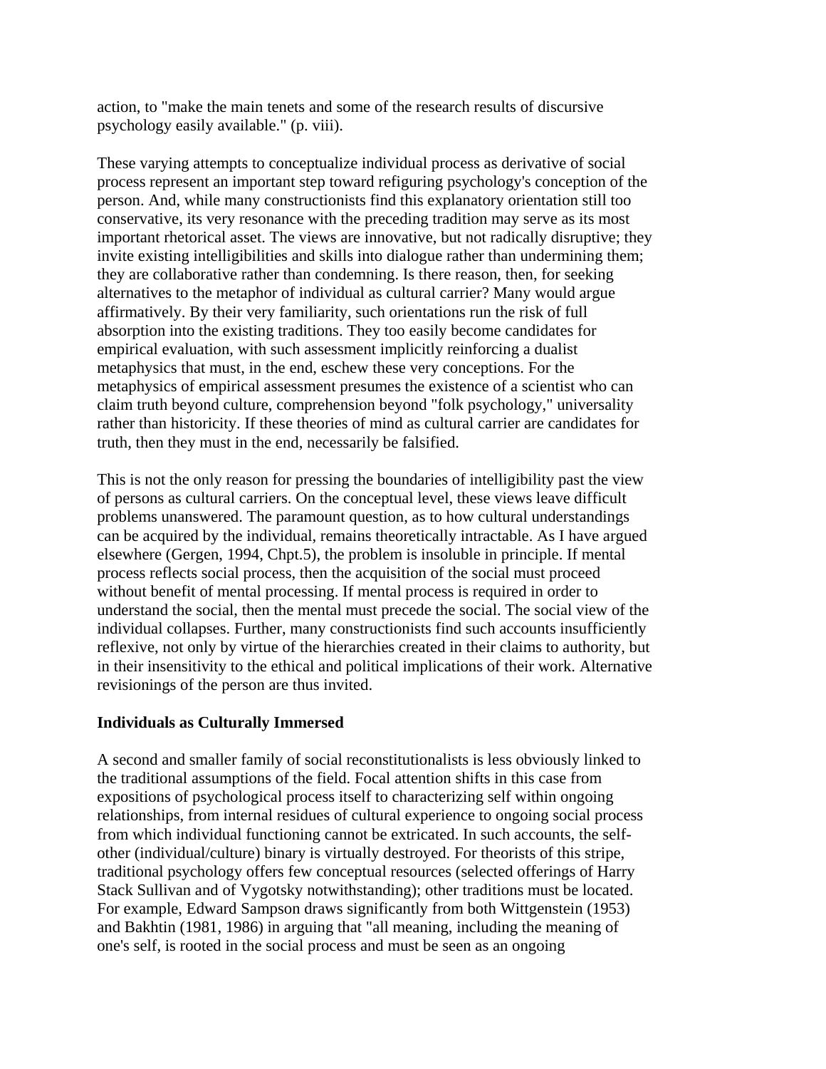action, to "make the main tenets and some of the research results of discursive psychology easily available." (p. viii).

These varying attempts to conceptualize individual process as derivative of social process represent an important step toward refiguring psychology's conception of the person. And, while many constructionists find this explanatory orientation still too conservative, its very resonance with the preceding tradition may serve as its most important rhetorical asset. The views are innovative, but not radically disruptive; they invite existing intelligibilities and skills into dialogue rather than undermining them; they are collaborative rather than condemning. Is there reason, then, for seeking alternatives to the metaphor of individual as cultural carrier? Many would argue affirmatively. By their very familiarity, such orientations run the risk of full absorption into the existing traditions. They too easily become candidates for empirical evaluation, with such assessment implicitly reinforcing a dualist metaphysics that must, in the end, eschew these very conceptions. For the metaphysics of empirical assessment presumes the existence of a scientist who can claim truth beyond culture, comprehension beyond "folk psychology," universality rather than historicity. If these theories of mind as cultural carrier are candidates for truth, then they must in the end, necessarily be falsified.

This is not the only reason for pressing the boundaries of intelligibility past the view of persons as cultural carriers. On the conceptual level, these views leave difficult problems unanswered. The paramount question, as to how cultural understandings can be acquired by the individual, remains theoretically intractable. As I have argued elsewhere (Gergen, 1994, Chpt.5), the problem is insoluble in principle. If mental process reflects social process, then the acquisition of the social must proceed without benefit of mental processing. If mental process is required in order to understand the social, then the mental must precede the social. The social view of the individual collapses. Further, many constructionists find such accounts insufficiently reflexive, not only by virtue of the hierarchies created in their claims to authority, but in their insensitivity to the ethical and political implications of their work. Alternative revisionings of the person are thus invited.

**Individuals as Culturally Immersed**

A second and smaller family of social reconstitutionalists is less obviously linked to the traditional assumptions of the field. Focal attention shifts in this case from expositions of psychological process itself to characterizing self within ongoing relationships, from internal residues of cultural experience to ongoing social process from which individual functioning cannot be extricated. In such accounts, the self-other (individual/culture) binary is virtually destroyed. For theorists of this stripe, traditional psychology offers few conceptual resources (selected offerings of Harry Stack Sullivan and of Vygotsky notwithstanding); other traditions must be located. For example, Edward Sampson draws significantly from both Wittgenstein (1953) and Bakhtin (1981, 1986) in arguing that "all meaning, including the meaning of one's self, is rooted in the social process and must be seen as an ongoing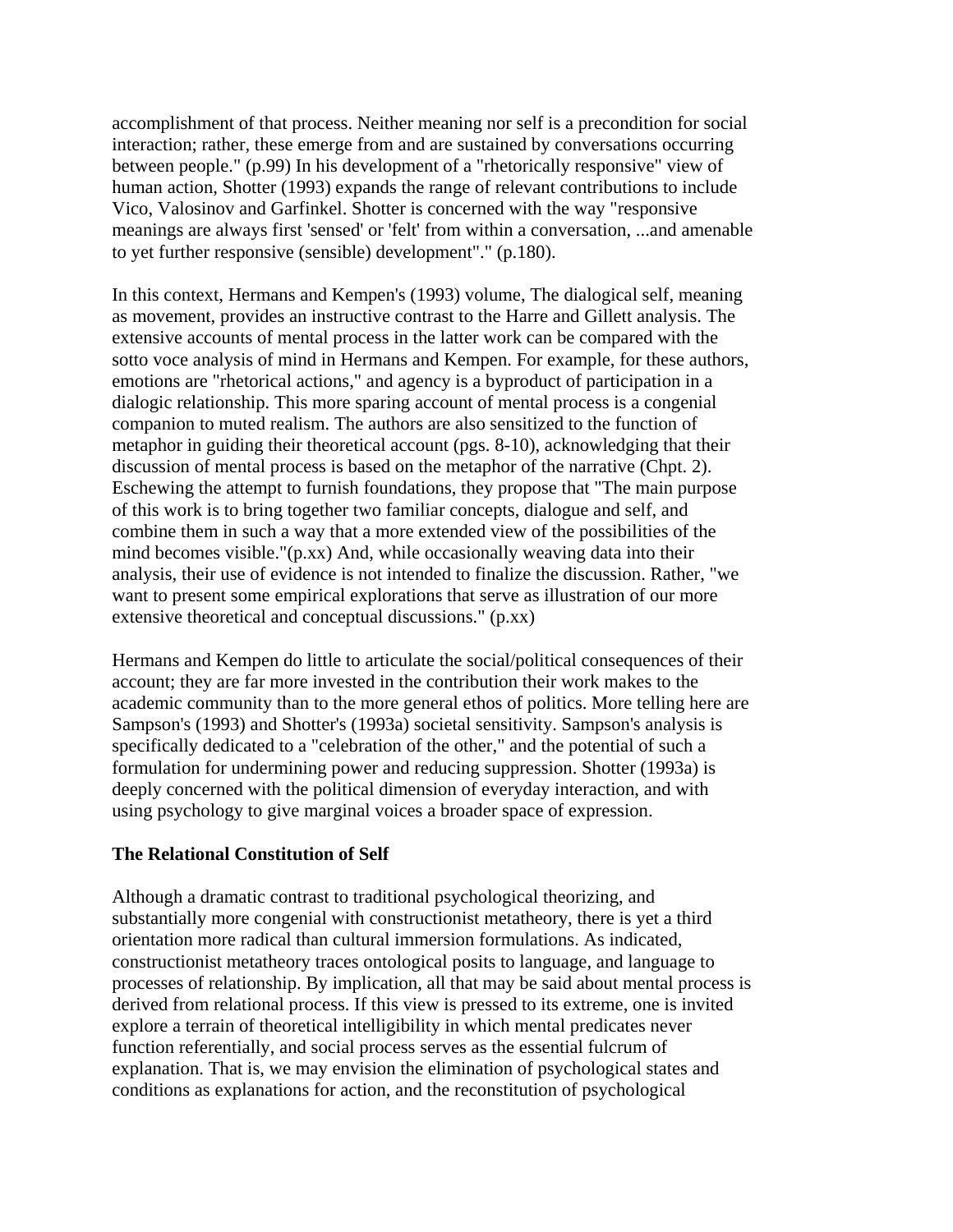accomplishment of that process. Neither meaning nor self is a precondition for social interaction; rather, these emerge from and are sustained by conversations occurring between people." (p.99) In his development of a "rhetorically responsive" view of human action, Shotter (1993) expands the range of relevant contributions to include Vico, Valosinov and Garfinkel. Shotter is concerned with the way "responsive meanings are always first 'sensed' or 'felt' from within a conversation, ...and amenable to yet further responsive (sensible) development"." (p.180).

In this context, Hermans and Kempen's (1993) volume, The dialogical self, meaning as movement, provides an instructive contrast to the Harre and Gillett analysis. The extensive accounts of mental process in the latter work can be compared with the sotto voce analysis of mind in Hermans and Kempen. For example, for these authors, emotions are "rhetorical actions," and agency is a byproduct of participation in a dialogic relationship. This more sparing account of mental process is a congenial companion to muted realism. The authors are also sensitized to the function of metaphor in guiding their theoretical account (pgs. 8-10), acknowledging that their discussion of mental process is based on the metaphor of the narrative (Chpt. 2). Eschewing the attempt to furnish foundations, they propose that "The main purpose of this work is to bring together two familiar concepts, dialogue and self, and combine them in such a way that a more extended view of the possibilities of the mind becomes visible."(p.xx) And, while occasionally weaving data into their analysis, their use of evidence is not intended to finalize the discussion. Rather, "we want to present some empirical explorations that serve as illustration of our more extensive theoretical and conceptual discussions." (p.xx)

Hermans and Kempen do little to articulate the social/political consequences of their account; they are far more invested in the contribution their work makes to the academic community than to the more general ethos of politics. More telling here are Sampson's (1993) and Shotter's (1993a) societal sensitivity. Sampson's analysis is specifically dedicated to a "celebration of the other," and the potential of such a formulation for undermining power and reducing suppression. Shotter (1993a) is deeply concerned with the political dimension of everyday interaction, and with using psychology to give marginal voices a broader space of expression.

**The Relational Constitution of Self**

Although a dramatic contrast to traditional psychological theorizing, and substantially more congenial with constructionist metatheory, there is yet a third orientation more radical than cultural immersion formulations. As indicated, constructionist metatheory traces ontological posits to language, and language to processes of relationship. By implication, all that may be said about mental process is derived from relational process. If this view is pressed to its extreme, one is invited explore a terrain of theoretical intelligibility in which mental predicates never function referentially, and social process serves as the essential fulcrum of explanation. That is, we may envision the elimination of psychological states and conditions as explanations for action, and the reconstitution of psychological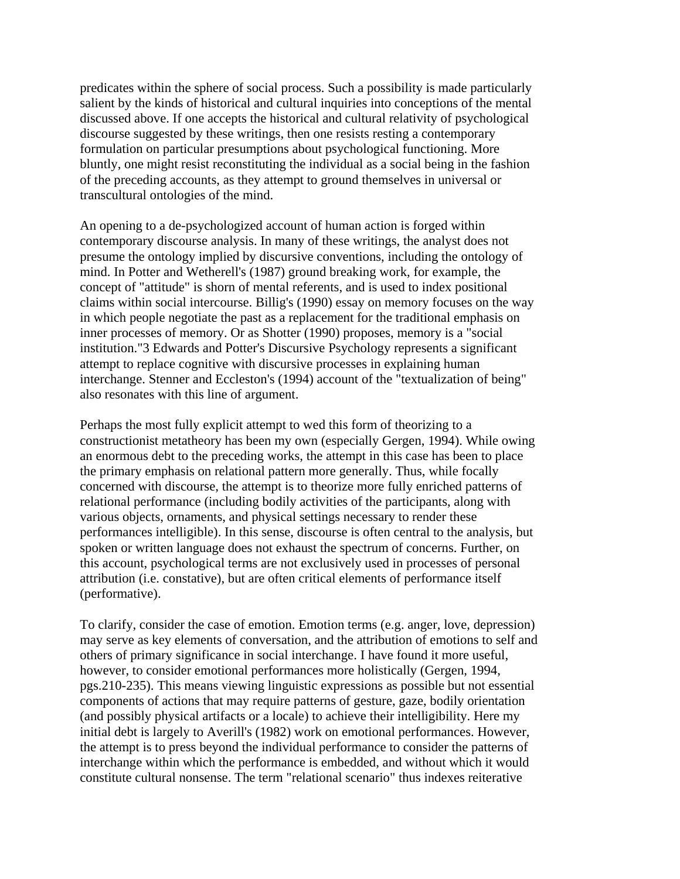predicates within the sphere of social process. Such a possibility is made particularly salient by the kinds of historical and cultural inquiries into conceptions of the mental discussed above. If one accepts the historical and cultural relativity of psychological discourse suggested by these writings, then one resists resting a contemporary formulation on particular presumptions about psychological functioning. More bluntly, one might resist reconstituting the individual as a social being in the fashion of the preceding accounts, as they attempt to ground themselves in universal or transcultural ontologies of the mind.

An opening to a de-psychologized account of human action is forged within contemporary discourse analysis. In many of these writings, the analyst does not presume the ontology implied by discursive conventions, including the ontology of mind. In Potter and Wetherell's (1987) ground breaking work, for example, the concept of "attitude" is shorn of mental referents, and is used to index positional claims within social intercourse. Billig's (1990) essay on memory focuses on the way in which people negotiate the past as a replacement for the traditional emphasis on inner processes of memory. Or as Shotter (1990) proposes, memory is a "social institution."3 Edwards and Potter's Discursive Psychology represents a significant attempt to replace cognitive with discursive processes in explaining human interchange. Stenner and Eccleston's (1994) account of the "textualization of being" also resonates with this line of argument.

Perhaps the most fully explicit attempt to wed this form of theorizing to a constructionist metatheory has been my own (especially Gergen, 1994). While owing an enormous debt to the preceding works, the attempt in this case has been to place the primary emphasis on relational pattern more generally. Thus, while focally concerned with discourse, the attempt is to theorize more fully enriched patterns of relational performance (including bodily activities of the participants, along with various objects, ornaments, and physical settings necessary to render these performances intelligible). In this sense, discourse is often central to the analysis, but spoken or written language does not exhaust the spectrum of concerns. Further, on this account, psychological terms are not exclusively used in processes of personal attribution (i.e. constative), but are often critical elements of performance itself (performative).

To clarify, consider the case of emotion. Emotion terms (e.g. anger, love, depression) may serve as key elements of conversation, and the attribution of emotions to self and others of primary significance in social interchange. I have found it more useful, however, to consider emotional performances more holistically (Gergen, 1994, pgs.210-235). This means viewing linguistic expressions as possible but not essential components of actions that may require patterns of gesture, gaze, bodily orientation (and possibly physical artifacts or a locale) to achieve their intelligibility. Here my initial debt is largely to Averill's (1982) work on emotional performances. However, the attempt is to press beyond the individual performance to consider the patterns of interchange within which the performance is embedded, and without which it would constitute cultural nonsense. The term "relational scenario" thus indexes reiterative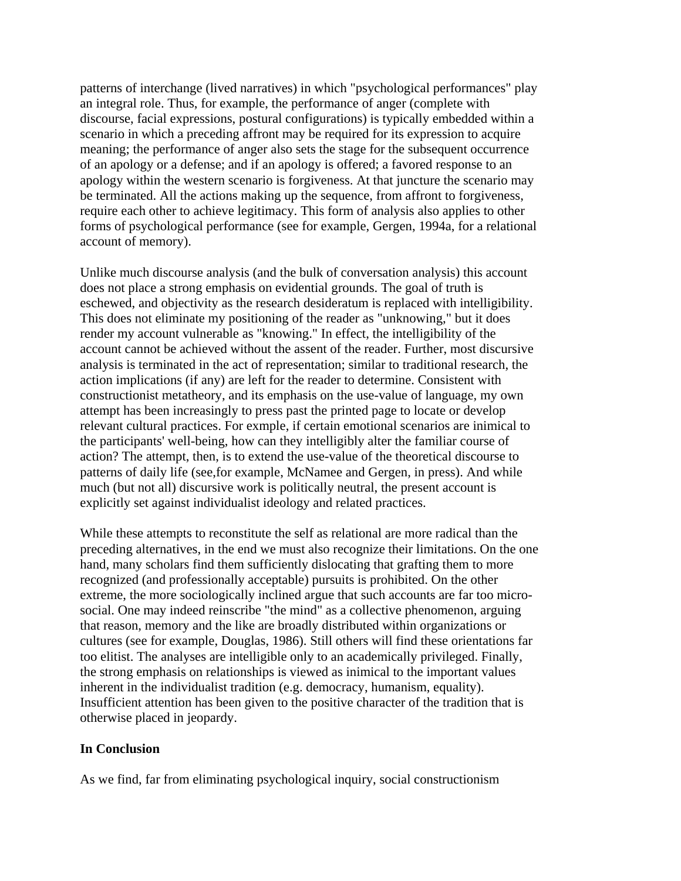patterns of interchange (lived narratives) in which "psychological performances" play an integral role. Thus, for example, the performance of anger (complete with discourse, facial expressions, postural configurations) is typically embedded within a scenario in which a preceding affront may be required for its expression to acquire meaning; the performance of anger also sets the stage for the subsequent occurrence of an apology or a defense; and if an apology is offered; a favored response to an apology within the western scenario is forgiveness. At that juncture the scenario may be terminated. All the actions making up the sequence, from affront to forgiveness, require each other to achieve legitimacy. This form of analysis also applies to other forms of psychological performance (see for example, Gergen, 1994a, for a relational account of memory).

Unlike much discourse analysis (and the bulk of conversation analysis) this account does not place a strong emphasis on evidential grounds. The goal of truth is eschewed, and objectivity as the research desideratum is replaced with intelligibility. This does not eliminate my positioning of the reader as "unknowing," but it does render my account vulnerable as "knowing." In effect, the intelligibility of the account cannot be achieved without the assent of the reader. Further, most discursive analysis is terminated in the act of representation; similar to traditional research, the action implications (if any) are left for the reader to determine. Consistent with constructionist metatheory, and its emphasis on the use-value of language, my own attempt has been increasingly to press past the printed page to locate or develop relevant cultural practices. For exmple, if certain emotional scenarios are inimical to the participants' well-being, how can they intelligibly alter the familiar course of action? The attempt, then, is to extend the use-value of the theoretical discourse to patterns of daily life (see,for example, McNamee and Gergen, in press). And while much (but not all) discursive work is politically neutral, the present account is explicitly set against individualist ideology and related practices.

While these attempts to reconstitute the self as relational are more radical than the preceding alternatives, in the end we must also recognize their limitations. On the one hand, many scholars find them sufficiently dislocating that grafting them to more recognized (and professionally acceptable) pursuits is prohibited. On the other extreme, the more sociologically inclined argue that such accounts are far too micro-social. One may indeed reinscribe "the mind" as a collective phenomenon, arguing that reason, memory and the like are broadly distributed within organizations or cultures (see for example, Douglas, 1986). Still others will find these orientations far too elitist. The analyses are intelligible only to an academically privileged. Finally, the strong emphasis on relationships is viewed as inimical to the important values inherent in the individualist tradition (e.g. democracy, humanism, equality). Insufficient attention has been given to the positive character of the tradition that is otherwise placed in jeopardy.

**In Conclusion**

As we find, far from eliminating psychological inquiry, social constructionism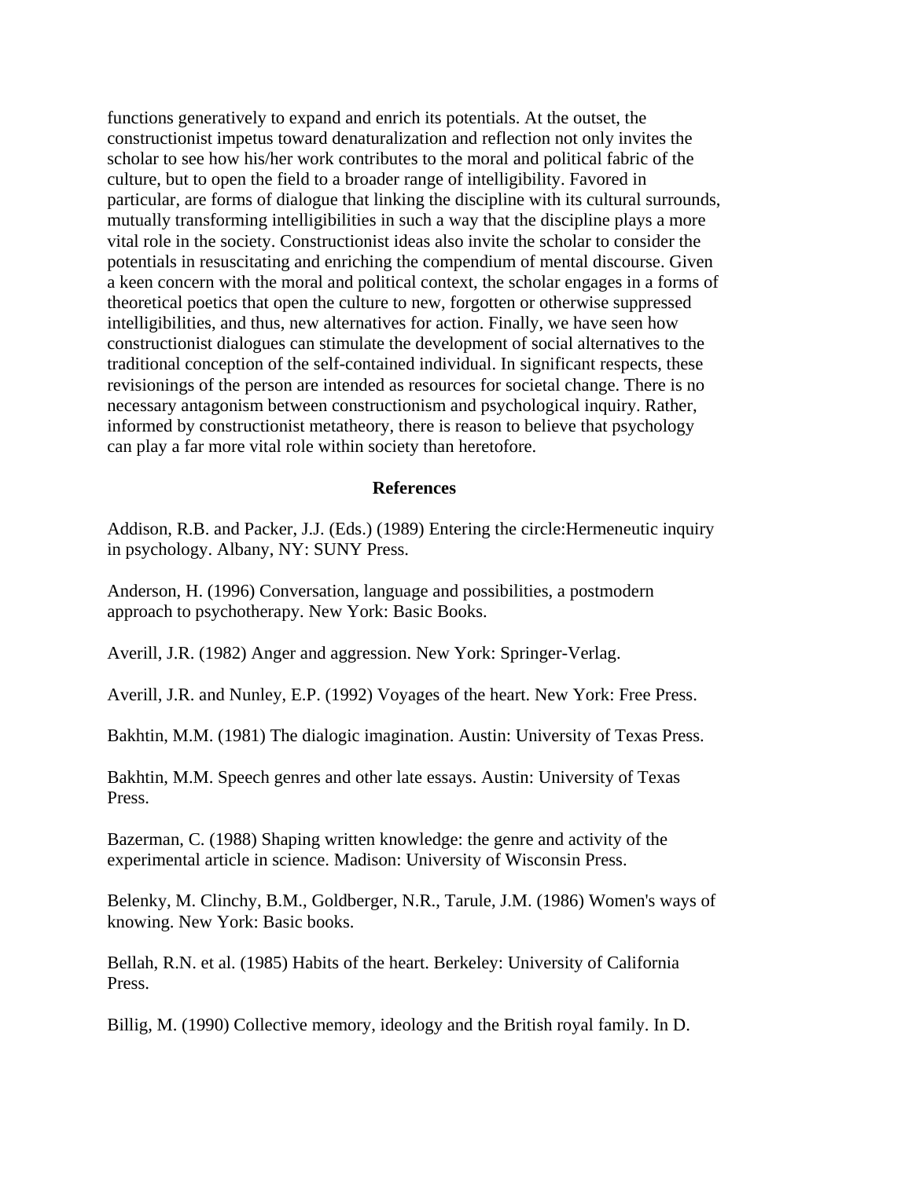functions generatively to expand and enrich its potentials. At the outset, the constructionist impetus toward denaturalization and reflection not only invites the scholar to see how his/her work contributes to the moral and political fabric of the culture, but to open the field to a broader range of intelligibility. Favored in particular, are forms of dialogue that linking the discipline with its cultural surrounds, mutually transforming intelligibilities in such a way that the discipline plays a more vital role in the society. Constructionist ideas also invite the scholar to consider the potentials in resuscitating and enriching the compendium of mental discourse. Given a keen concern with the moral and political context, the scholar engages in a forms of theoretical poetics that open the culture to new, forgotten or otherwise suppressed intelligibilities, and thus, new alternatives for action. Finally, we have seen how constructionist dialogues can stimulate the development of social alternatives to the traditional conception of the self-contained individual. In significant respects, these revisionings of the person are intended as resources for societal change. There is no necessary antagonism between constructionism and psychological inquiry. Rather, informed by constructionist metatheory, there is reason to believe that psychology can play a far more vital role within society than heretofore.

## References

Addison, R.B. and Packer, J.J. (Eds.) (1989) Entering the circle:Hermeneutic inquiry in psychology. Albany, NY: SUNY Press.

Anderson, H. (1996) Conversation, language and possibilities, a postmodern approach to psychotherapy. New York: Basic Books.

Averill, J.R. (1982) Anger and aggression. New York: Springer-Verlag.

Averill, J.R. and Nunley, E.P. (1992) Voyages of the heart. New York: Free Press.

Bakhtin, M.M. (1981) The dialogic imagination. Austin: University of Texas Press.

Bakhtin, M.M. Speech genres and other late essays. Austin: University of Texas Press.

Bazerman, C. (1988) Shaping written knowledge: the genre and activity of the experimental article in science. Madison: University of Wisconsin Press.

Belenky, M. Clinchy, B.M., Goldberger, N.R., Tarule, J.M. (1986) Women's ways of knowing. New York: Basic books.

Bellah, R.N. et al. (1985) Habits of the heart. Berkeley: University of California Press.

Billig, M. (1990) Collective memory, ideology and the British royal family. In D.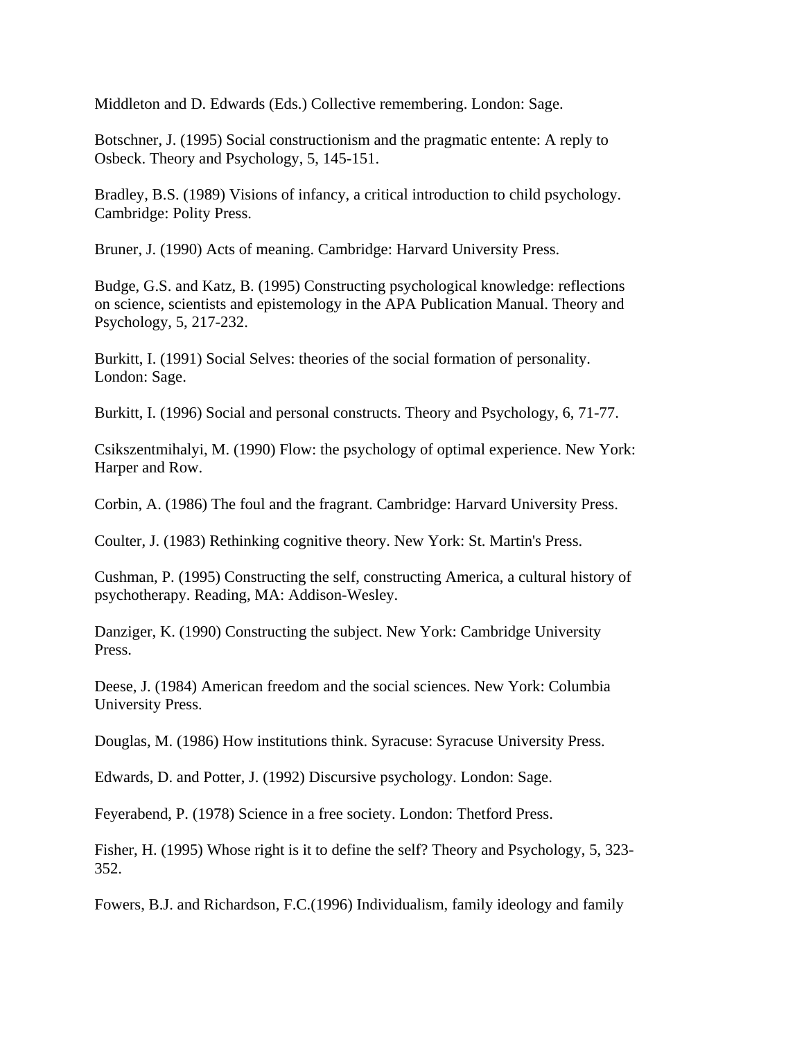Middleton and D. Edwards (Eds.) Collective remembering. London: Sage.

Botschner, J. (1995) Social constructionism and the pragmatic entente: A reply to Osbeck. Theory and Psychology, 5, 145-151.

Bradley, B.S. (1989) Visions of infancy, a critical introduction to child psychology. Cambridge: Polity Press.

Bruner, J. (1990) Acts of meaning. Cambridge: Harvard University Press.

Budge, G.S. and Katz, B. (1995) Constructing psychological knowledge: reflections on science, scientists and epistemology in the APA Publication Manual. Theory and Psychology, 5, 217-232.

Burkitt, I. (1991) Social Selves: theories of the social formation of personality. London: Sage.

Burkitt, I. (1996) Social and personal constructs. Theory and Psychology, 6, 71-77.

Csikszentmihalyi, M. (1990) Flow: the psychology of optimal experience. New York: Harper and Row.

Corbin, A. (1986) The foul and the fragrant. Cambridge: Harvard University Press.

Coulter, J. (1983) Rethinking cognitive theory. New York: St. Martin's Press.

Cushman, P. (1995) Constructing the self, constructing America, a cultural history of psychotherapy. Reading, MA: Addison-Wesley.

Danziger, K. (1990) Constructing the subject. New York: Cambridge University Press.

Deese, J. (1984) American freedom and the social sciences. New York: Columbia University Press.

Douglas, M. (1986) How institutions think. Syracuse: Syracuse University Press.

Edwards, D. and Potter, J. (1992) Discursive psychology. London: Sage.

Feyerabend, P. (1978) Science in a free society. London: Thetford Press.

Fisher, H. (1995) Whose right is it to define the self? Theory and Psychology, 5, 323-352.

Fowers, B.J. and Richardson, F.C.(1996) Individualism, family ideology and family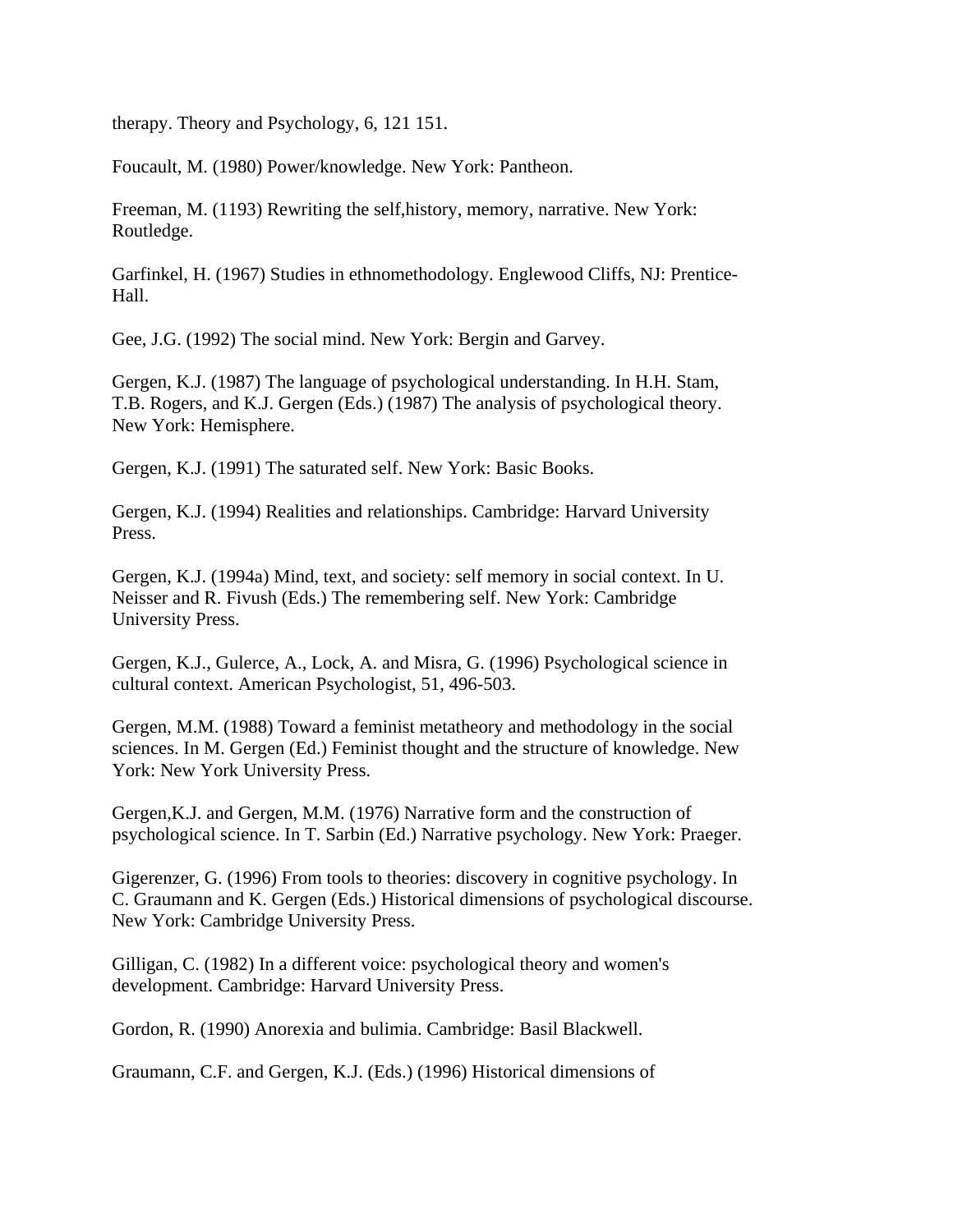therapy. Theory and Psychology, 6, 121 151.

Foucault, M. (1980) Power/knowledge. New York: Pantheon.

Freeman, M. (1193) Rewriting the self,history, memory, narrative. New York: Routledge.

Garfinkel, H. (1967) Studies in ethnomethodology. Englewood Cliffs, NJ: Prentice-Hall.

Gee, J.G. (1992) The social mind. New York: Bergin and Garvey.

Gergen, K.J. (1987) The language of psychological understanding. In H.H. Stam, T.B. Rogers, and K.J. Gergen (Eds.) (1987) The analysis of psychological theory. New York: Hemisphere.

Gergen, K.J. (1991) The saturated self. New York: Basic Books.

Gergen, K.J. (1994) Realities and relationships. Cambridge: Harvard University Press.

Gergen, K.J. (1994a) Mind, text, and society: self memory in social context. In U. Neisser and R. Fivush (Eds.) The remembering self. New York: Cambridge University Press.

Gergen, K.J., Gulerce, A., Lock, A. and Misra, G. (1996) Psychological science in cultural context. American Psychologist, 51, 496-503.

Gergen, M.M. (1988) Toward a feminist metatheory and methodology in the social sciences. In M. Gergen (Ed.) Feminist thought and the structure of knowledge. New York: New York University Press.

Gergen,K.J. and Gergen, M.M. (1976) Narrative form and the construction of psychological science. In T. Sarbin (Ed.) Narrative psychology. New York: Praeger.

Gigerenzer, G. (1996) From tools to theories: discovery in cognitive psychology. In C. Graumann and K. Gergen (Eds.) Historical dimensions of psychological discourse. New York: Cambridge University Press.

Gilligan, C. (1982) In a different voice: psychological theory and women's development. Cambridge: Harvard University Press.

Gordon, R. (1990) Anorexia and bulimia. Cambridge: Basil Blackwell.

Graumann, C.F. and Gergen, K.J. (Eds.) (1996) Historical dimensions of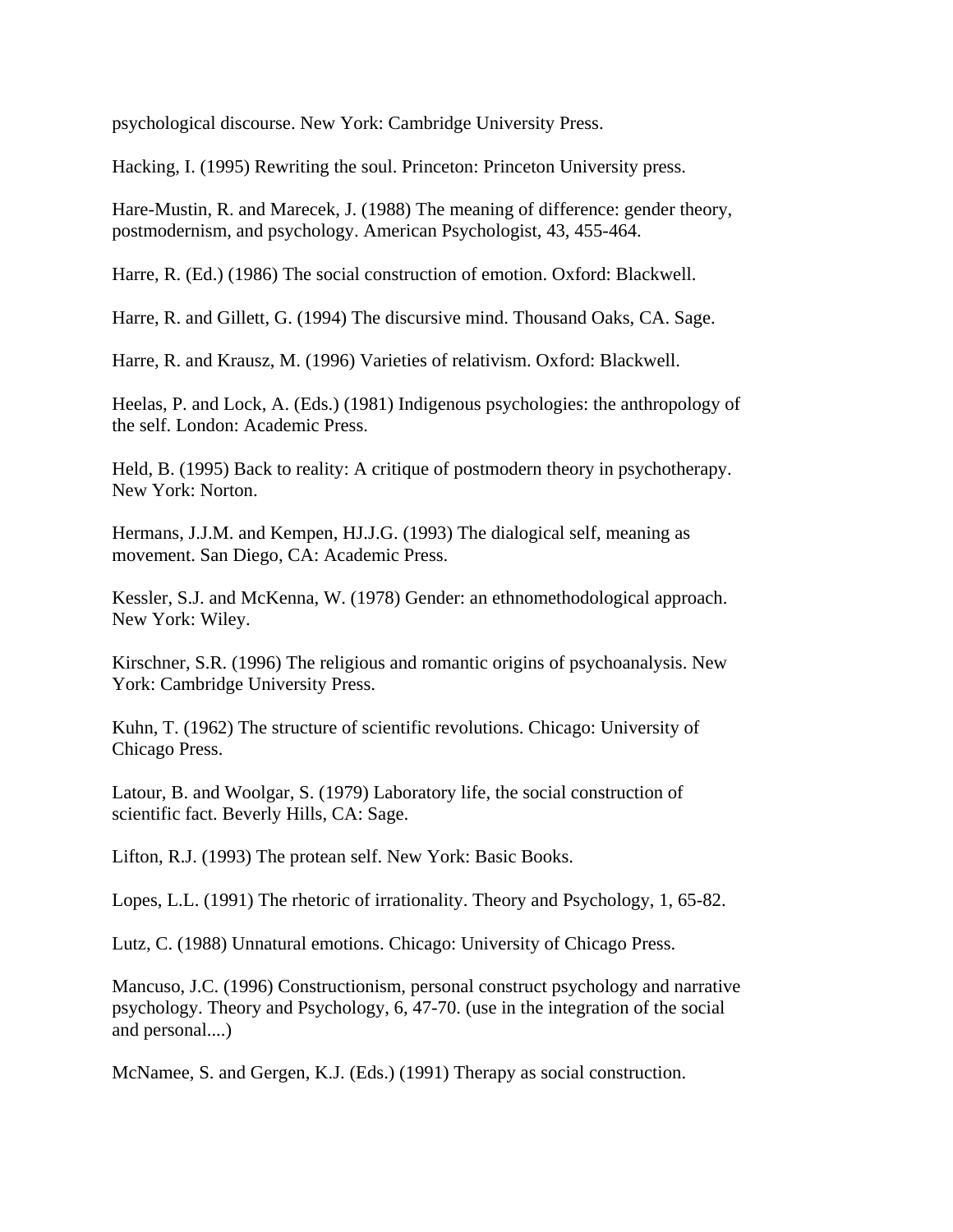psychological discourse. New York: Cambridge University Press.

Hacking, I. (1995) Rewriting the soul. Princeton: Princeton University press.

Hare-Mustin, R. and Marecek, J. (1988) The meaning of difference: gender theory, postmodernism, and psychology. American Psychologist, 43, 455-464.

Harre, R. (Ed.) (1986) The social construction of emotion. Oxford: Blackwell.

Harre, R. and Gillett, G. (1994) The discursive mind. Thousand Oaks, CA. Sage.

Harre, R. and Krausz, M. (1996) Varieties of relativism. Oxford: Blackwell.

Heelas, P. and Lock, A. (Eds.) (1981) Indigenous psychologies: the anthropology of the self. London: Academic Press.

Held, B. (1995) Back to reality: A critique of postmodern theory in psychotherapy. New York: Norton.

Hermans, J.J.M. and Kempen, HJ.J.G. (1993) The dialogical self, meaning as movement. San Diego, CA: Academic Press.

Kessler, S.J. and McKenna, W. (1978) Gender: an ethnomethodological approach. New York: Wiley.

Kirschner, S.R. (1996) The religious and romantic origins of psychoanalysis. New York: Cambridge University Press.

Kuhn, T. (1962) The structure of scientific revolutions. Chicago: University of Chicago Press.

Latour, B. and Woolgar, S. (1979) Laboratory life, the social construction of scientific fact. Beverly Hills, CA: Sage.

Lifton, R.J. (1993) The protean self. New York: Basic Books.

Lopes, L.L. (1991) The rhetoric of irrationality. Theory and Psychology, 1, 65-82.

Lutz, C. (1988) Unnatural emotions. Chicago: University of Chicago Press.

Mancuso, J.C. (1996) Constructionism, personal construct psychology and narrative psychology. Theory and Psychology, 6, 47-70. (use in the integration of the social and personal....)

McNamee, S. and Gergen, K.J. (Eds.) (1991) Therapy as social construction.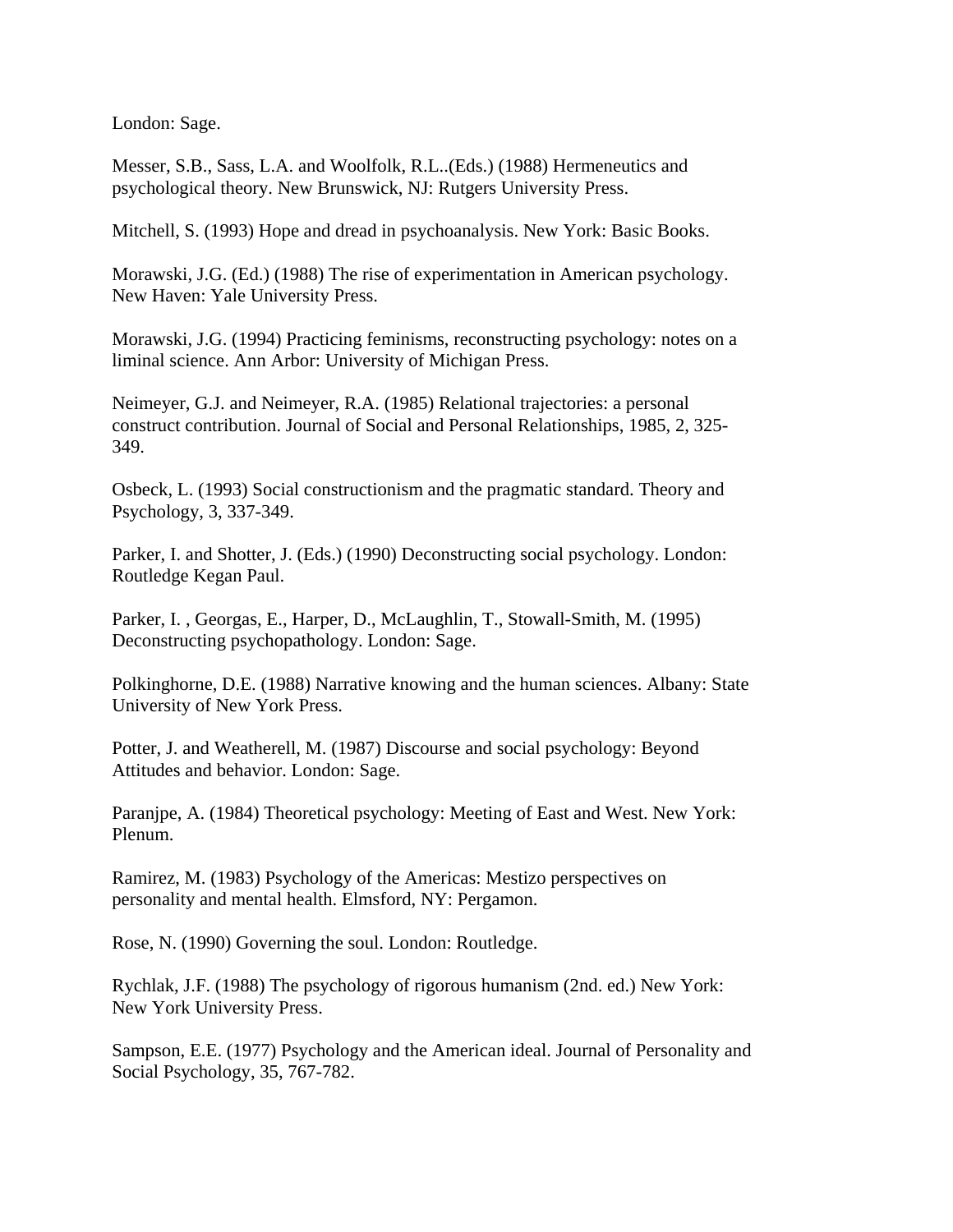London: Sage.

Messer, S.B., Sass, L.A. and Woolfolk, R.L..(Eds.) (1988) Hermeneutics and psychological theory. New Brunswick, NJ: Rutgers University Press.

Mitchell, S. (1993) Hope and dread in psychoanalysis. New York: Basic Books.

Morawski, J.G. (Ed.) (1988) The rise of experimentation in American psychology. New Haven: Yale University Press.

Morawski, J.G. (1994) Practicing feminisms, reconstructing psychology: notes on a liminal science. Ann Arbor: University of Michigan Press.

Neimeyer, G.J. and Neimeyer, R.A. (1985) Relational trajectories: a personal construct contribution. Journal of Social and Personal Relationships, 1985, 2, 325-349.

Osbeck, L. (1993) Social constructionism and the pragmatic standard. Theory and Psychology, 3, 337-349.

Parker, I. and Shotter, J. (Eds.) (1990) Deconstructing social psychology. London: Routledge Kegan Paul.

Parker, I. , Georgas, E., Harper, D., McLaughlin, T., Stowall-Smith, M. (1995) Deconstructing psychopathology. London: Sage.

Polkinghorne, D.E. (1988) Narrative knowing and the human sciences. Albany: State University of New York Press.

Potter, J. and Weatherell, M. (1987) Discourse and social psychology: Beyond Attitudes and behavior. London: Sage.

Paranjpe, A. (1984) Theoretical psychology: Meeting of East and West. New York: Plenum.

Ramirez, M. (1983) Psychology of the Americas: Mestizo perspectives on personality and mental health. Elmsford, NY: Pergamon.

Rose, N. (1990) Governing the soul. London: Routledge.

Rychlak, J.F. (1988) The psychology of rigorous humanism (2nd. ed.) New York: New York University Press.

Sampson, E.E. (1977) Psychology and the American ideal. Journal of Personality and Social Psychology, 35, 767-782.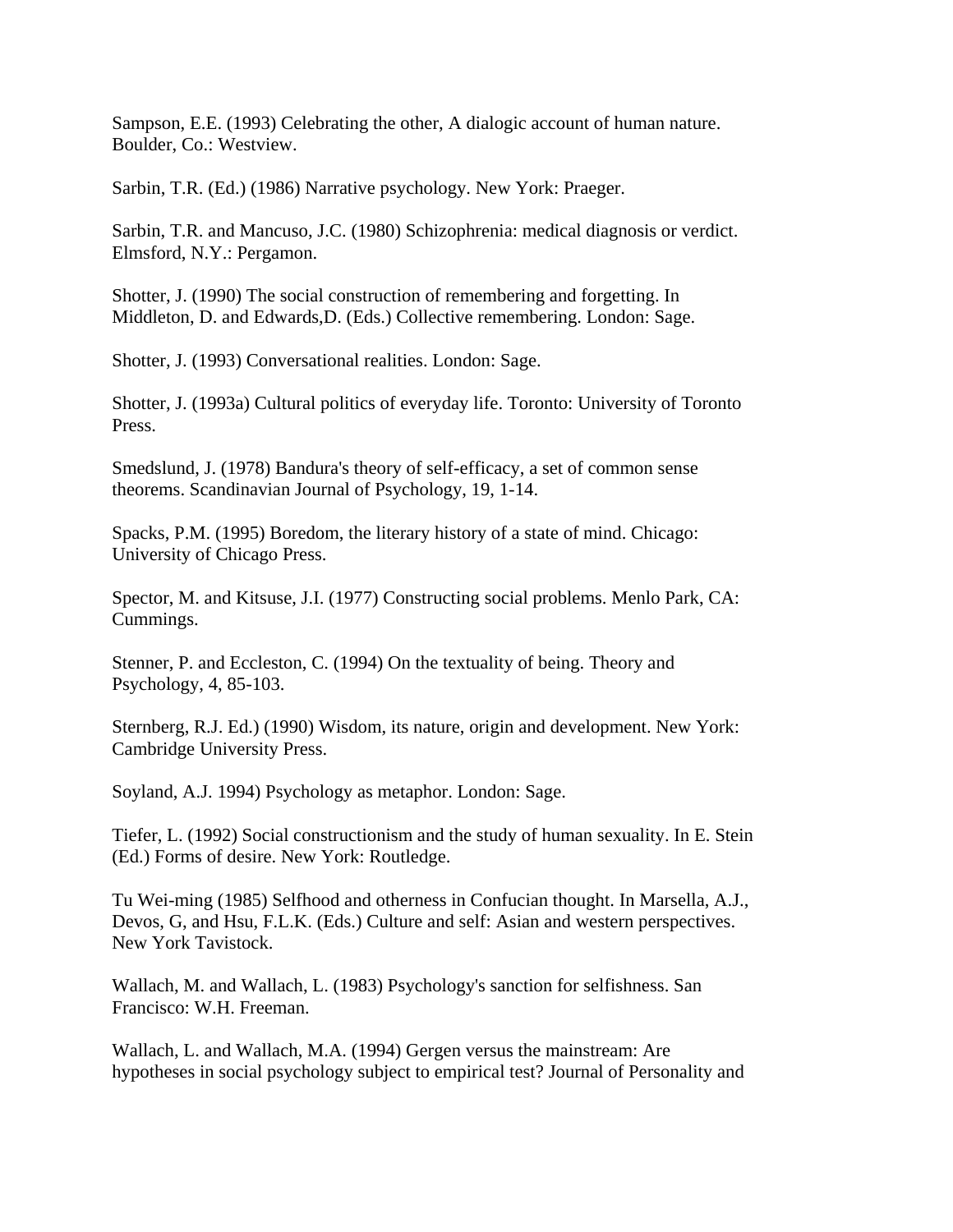Sampson, E.E. (1993) Celebrating the other, A dialogic account of human nature. Boulder, Co.: Westview.

Sarbin, T.R. (Ed.) (1986) Narrative psychology. New York: Praeger.

Sarbin, T.R. and Mancuso, J.C. (1980) Schizophrenia: medical diagnosis or verdict. Elmsford, N.Y.: Pergamon.

Shotter, J. (1990) The social construction of remembering and forgetting. In Middleton, D. and Edwards,D. (Eds.) Collective remembering. London: Sage.

Shotter, J. (1993) Conversational realities. London: Sage.

Shotter, J. (1993a) Cultural politics of everyday life. Toronto: University of Toronto Press.

Smedslund, J. (1978) Bandura's theory of self-efficacy, a set of common sense theorems. Scandinavian Journal of Psychology, 19, 1-14.

Spacks, P.M. (1995) Boredom, the literary history of a state of mind. Chicago: University of Chicago Press.

Spector, M. and Kitsuse, J.I. (1977) Constructing social problems. Menlo Park, CA: Cummings.

Stenner, P. and Eccleston, C. (1994) On the textuality of being. Theory and Psychology, 4, 85-103.

Sternberg, R.J. Ed.) (1990) Wisdom, its nature, origin and development. New York: Cambridge University Press.

Soyland, A.J. 1994) Psychology as metaphor. London: Sage.

Tiefer, L. (1992) Social constructionism and the study of human sexuality. In E. Stein (Ed.) Forms of desire. New York: Routledge.

Tu Wei-ming (1985) Selfhood and otherness in Confucian thought. In Marsella, A.J., Devos, G, and Hsu, F.L.K. (Eds.) Culture and self: Asian and western perspectives. New York Tavistock.

Wallach, M. and Wallach, L. (1983) Psychology's sanction for selfishness. San Francisco: W.H. Freeman.

Wallach, L. and Wallach, M.A. (1994) Gergen versus the mainstream: Are hypotheses in social psychology subject to empirical test? Journal of Personality and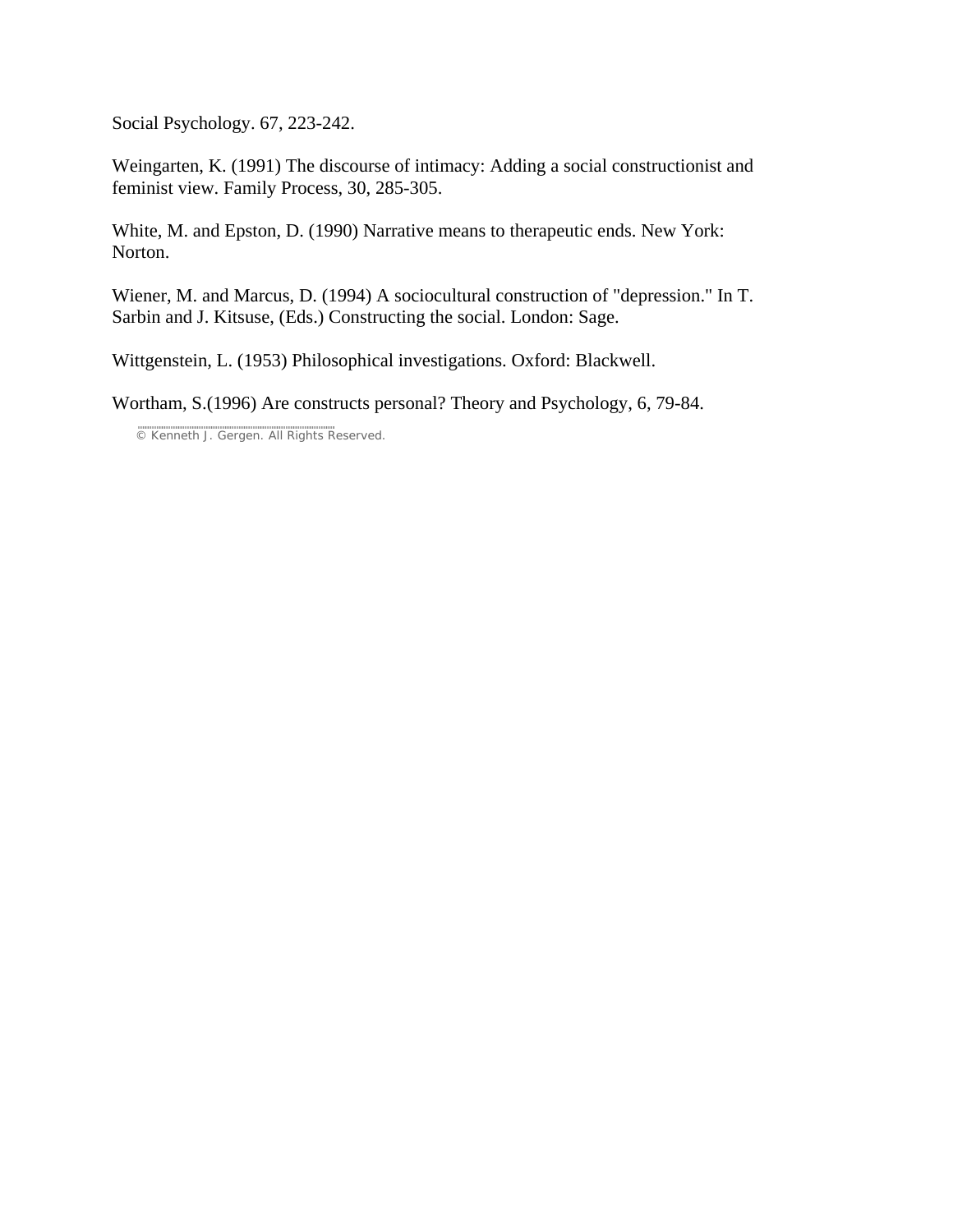Social Psychology. 67, 223-242.

Weingarten, K. (1991) The discourse of intimacy: Adding a social constructionist and feminist view. Family Process, 30, 285-305.

White, M. and Epston, D. (1990) Narrative means to therapeutic ends. New York: Norton.

Wiener, M. and Marcus, D. (1994) A sociocultural construction of "depression." In T. Sarbin and J. Kitsuse, (Eds.) Constructing the social. London: Sage.

Wittgenstein, L. (1953) Philosophical investigations. Oxford: Blackwell.

Wortham, S.(1996) Are constructs personal? Theory and Psychology, 6, 79-84.

© Kenneth J. Gergen. All Rights Reserved.